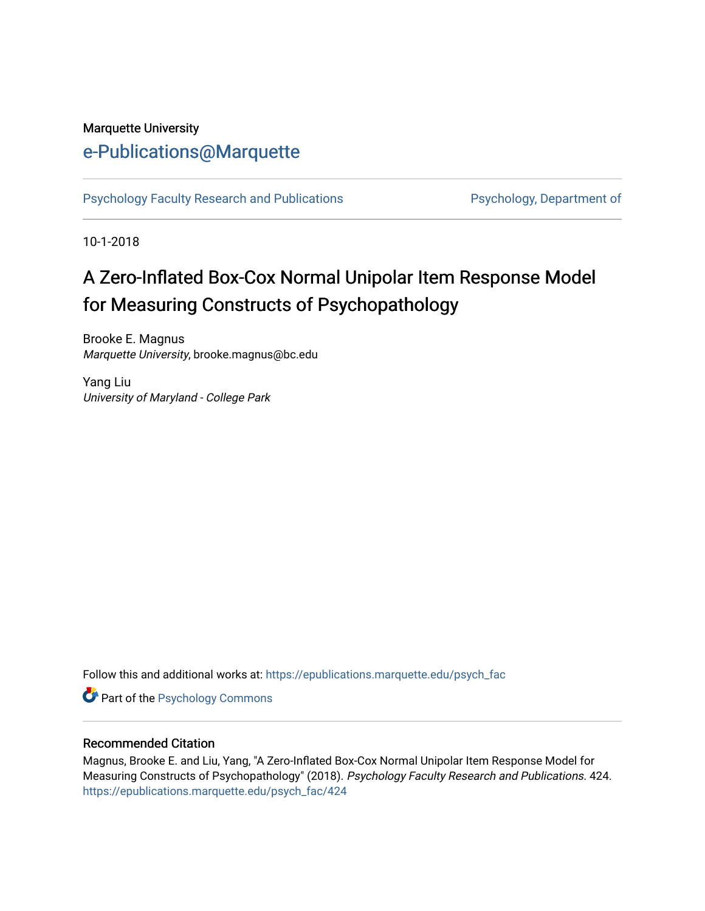Marquette University

# e-Publications@Marquette

Psychology Faculty Research and Publications | Psychology, Department of

10-1-2018

# A Zero-Inflated Box-Cox Normal Unipolar Item Response Model for Measuring Constructs of Psychopathology

Brooke E. Magnus
*Marquette University*, brooke.magnus@bc.edu

Yang Liu
*University of Maryland - College Park*

Follow this and additional works at: https://epublications.marquette.edu/psych_fac

Part of the Psychology Commons

## Recommended Citation

Magnus, Brooke E. and Liu, Yang, "A Zero-Inflated Box-Cox Normal Unipolar Item Response Model for Measuring Constructs of Psychopathology" (2018). *Psychology Faculty Research and Publications*. 424.
https://epublications.marquette.edu/psych_fac/424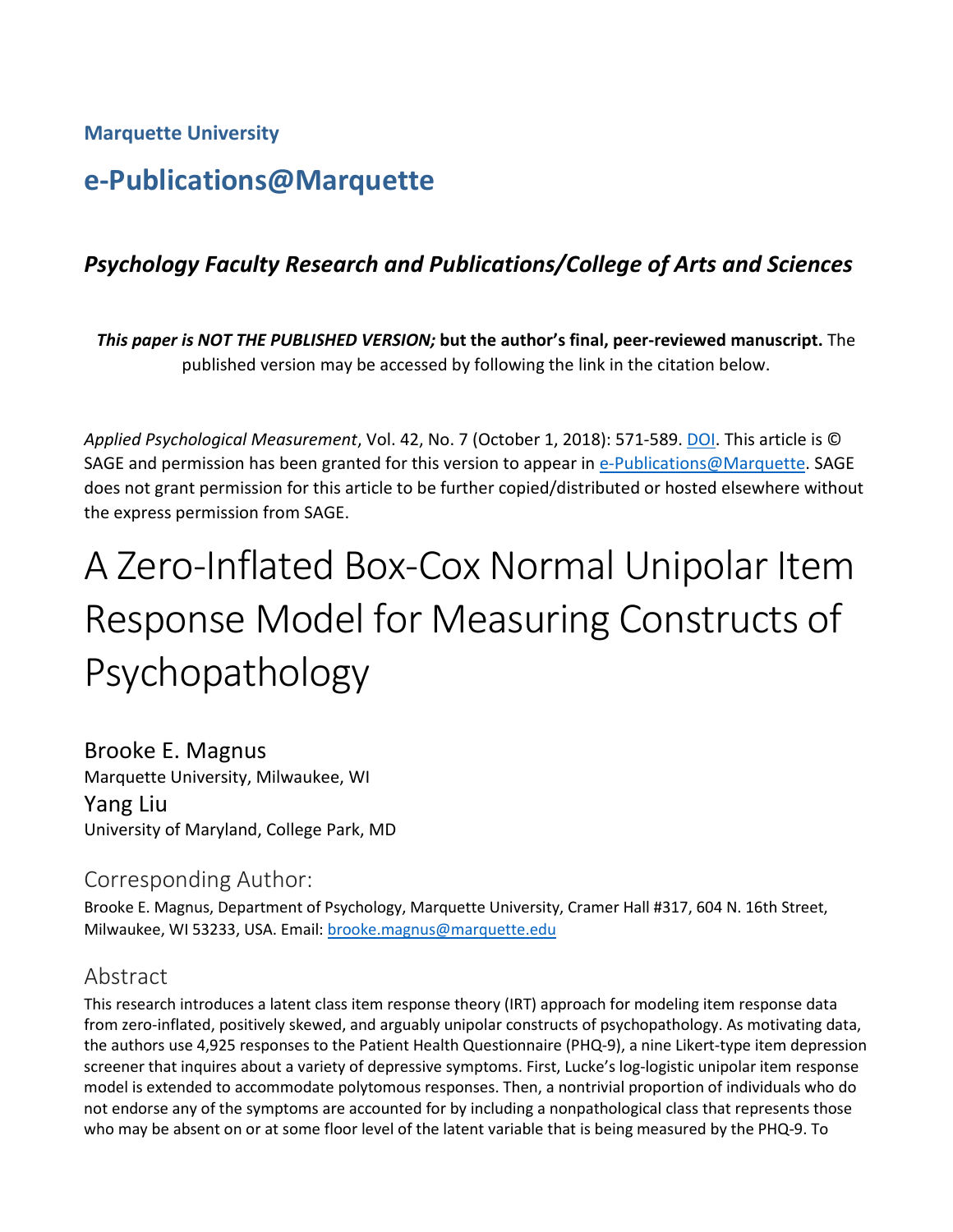Marquette University

# e-Publications@Marquette

## *Psychology Faculty Research and Publications/College of Arts and Sciences*

***This paper is NOT THE PUBLISHED VERSION;* but the author's final, peer-reviewed manuscript.** The published version may be accessed by following the link in the citation below.

*Applied Psychological Measurement*, Vol. 42, No. 7 (October 1, 2018): 571-589. DOI. This article is © SAGE and permission has been granted for this version to appear in e-Publications@Marquette. SAGE does not grant permission for this article to be further copied/distributed or hosted elsewhere without the express permission from SAGE.

# A Zero-Inflated Box-Cox Normal Unipolar Item Response Model for Measuring Constructs of Psychopathology

Brooke E. Magnus
Marquette University, Milwaukee, WI

Yang Liu
University of Maryland, College Park, MD

## Corresponding Author:

Brooke E. Magnus, Department of Psychology, Marquette University, Cramer Hall #317, 604 N. 16th Street, Milwaukee, WI 53233, USA. Email: brooke.magnus@marquette.edu

## Abstract

This research introduces a latent class item response theory (IRT) approach for modeling item response data from zero-inflated, positively skewed, and arguably unipolar constructs of psychopathology. As motivating data, the authors use 4,925 responses to the Patient Health Questionnaire (PHQ-9), a nine Likert-type item depression screener that inquires about a variety of depressive symptoms. First, Lucke's log-logistic unipolar item response model is extended to accommodate polytomous responses. Then, a nontrivial proportion of individuals who do not endorse any of the symptoms are accounted for by including a nonpathological class that represents those who may be absent on or at some floor level of the latent variable that is being measured by the PHQ-9. To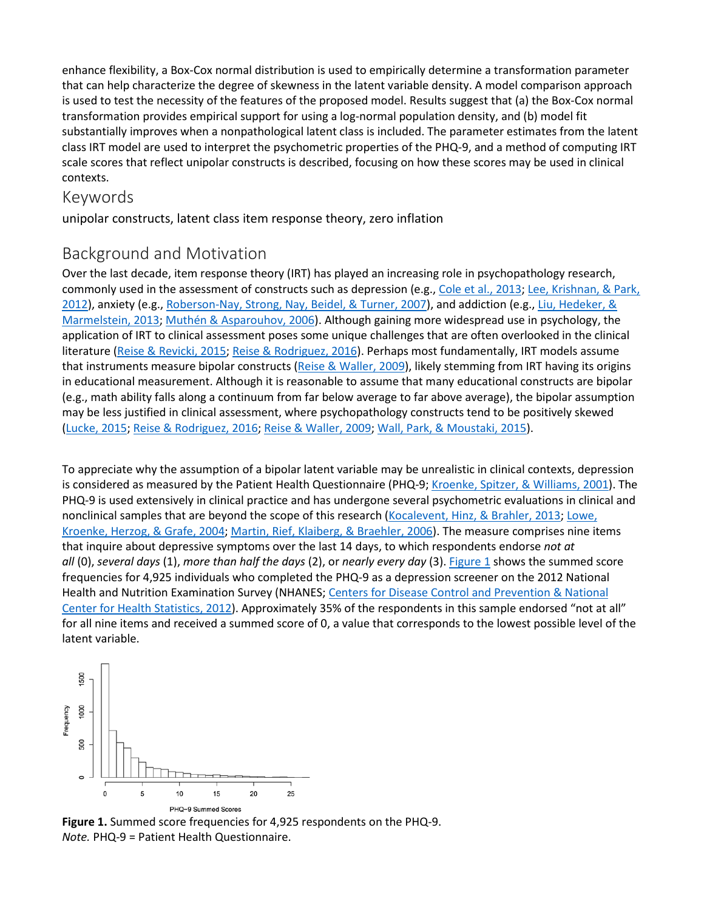enhance flexibility, a Box-Cox normal distribution is used to empirically determine a transformation parameter that can help characterize the degree of skewness in the latent variable density. A model comparison approach is used to test the necessity of the features of the proposed model. Results suggest that (a) the Box-Cox normal transformation provides empirical support for using a log-normal population density, and (b) model fit substantially improves when a nonpathological latent class is included. The parameter estimates from the latent class IRT model are used to interpret the psychometric properties of the PHQ-9, and a method of computing IRT scale scores that reflect unipolar constructs is described, focusing on how these scores may be used in clinical contexts.

## Keywords

unipolar constructs, latent class item response theory, zero inflation

## Background and Motivation

Over the last decade, item response theory (IRT) has played an increasing role in psychopathology research, commonly used in the assessment of constructs such as depression (e.g., Cole et al., 2013; Lee, Krishnan, & Park, 2012), anxiety (e.g., Roberson-Nay, Strong, Nay, Beidel, & Turner, 2007), and addiction (e.g., Liu, Hedeker, & Marmelstein, 2013; Muthén & Asparouhov, 2006). Although gaining more widespread use in psychology, the application of IRT to clinical assessment poses some unique challenges that are often overlooked in the clinical literature (Reise & Revicki, 2015; Reise & Rodriguez, 2016). Perhaps most fundamentally, IRT models assume that instruments measure bipolar constructs (Reise & Waller, 2009), likely stemming from IRT having its origins in educational measurement. Although it is reasonable to assume that many educational constructs are bipolar (e.g., math ability falls along a continuum from far below average to far above average), the bipolar assumption may be less justified in clinical assessment, where psychopathology constructs tend to be positively skewed (Lucke, 2015; Reise & Rodriguez, 2016; Reise & Waller, 2009; Wall, Park, & Moustaki, 2015).

To appreciate why the assumption of a bipolar latent variable may be unrealistic in clinical contexts, depression is considered as measured by the Patient Health Questionnaire (PHQ-9; Kroenke, Spitzer, & Williams, 2001). The PHQ-9 is used extensively in clinical practice and has undergone several psychometric evaluations in clinical and nonclinical samples that are beyond the scope of this research (Kocalevent, Hinz, & Brahler, 2013; Lowe, Kroenke, Herzog, & Grafe, 2004; Martin, Rief, Klaiberg, & Braehler, 2006). The measure comprises nine items that inquire about depressive symptoms over the last 14 days, to which respondents endorse *not at all* (0), *several days* (1), *more than half the days* (2), or *nearly every day* (3). Figure 1 shows the summed score frequencies for 4,925 individuals who completed the PHQ-9 as a depression screener on the 2012 National Health and Nutrition Examination Survey (NHANES; Centers for Disease Control and Prevention & National Center for Health Statistics, 2012). Approximately 35% of the respondents in this sample endorsed "not at all" for all nine items and received a summed score of 0, a value that corresponds to the lowest possible level of the latent variable.

Frequency
0
500
1000
1500
0
5
10
15
20
25
PHQ−9 Summed Scores

**Figure 1.** Summed score frequencies for 4,925 respondents on the PHQ-9.
*Note.* PHQ-9 = Patient Health Questionnaire.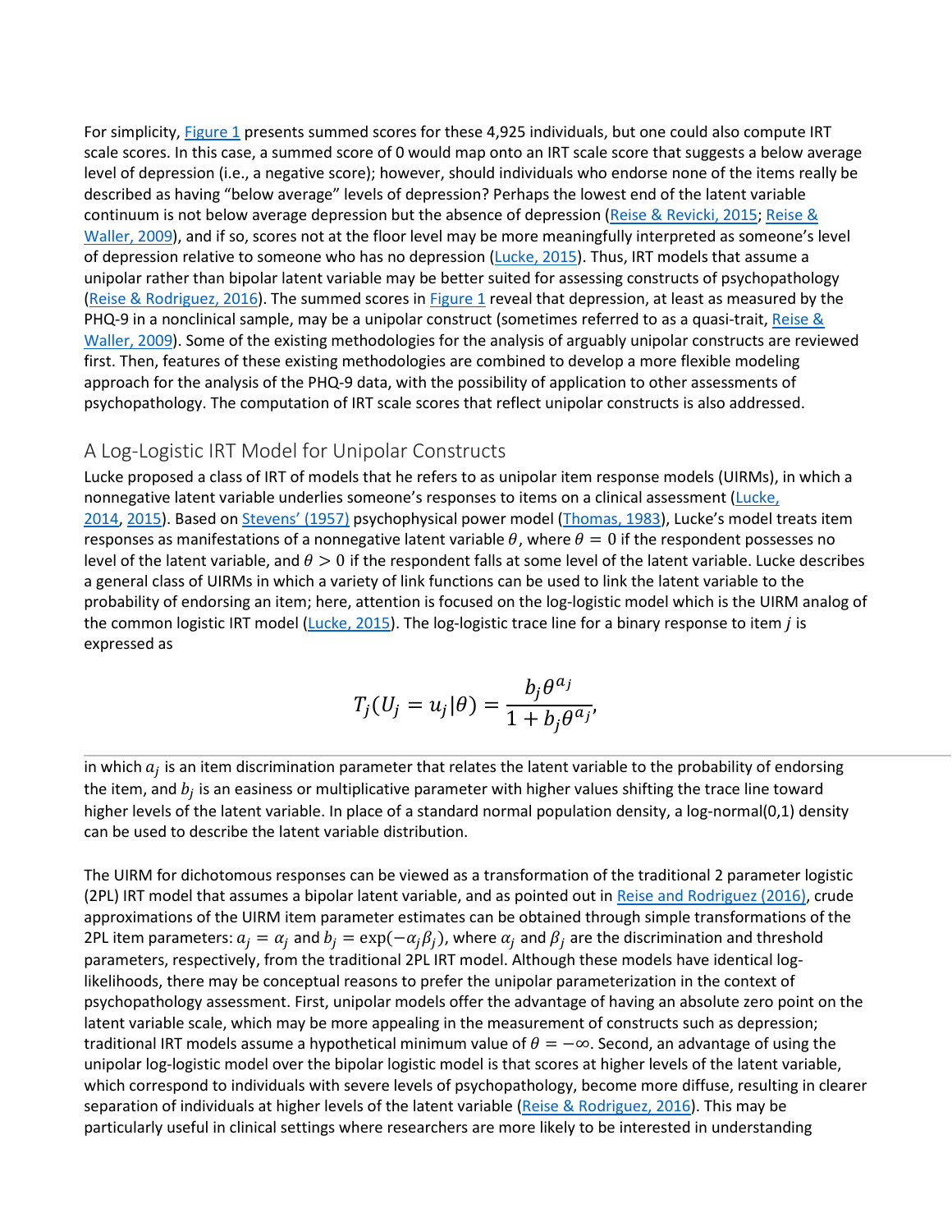For simplicity, Figure 1 presents summed scores for these 4,925 individuals, but one could also compute IRT scale scores. In this case, a summed score of 0 would map onto an IRT scale score that suggests a below average level of depression (i.e., a negative score); however, should individuals who endorse none of the items really be described as having "below average" levels of depression? Perhaps the lowest end of the latent variable continuum is not below average depression but the absence of depression (Reise & Revicki, 2015; Reise & Waller, 2009), and if so, scores not at the floor level may be more meaningfully interpreted as someone's level of depression relative to someone who has no depression (Lucke, 2015). Thus, IRT models that assume a unipolar rather than bipolar latent variable may be better suited for assessing constructs of psychopathology (Reise & Rodriguez, 2016). The summed scores in Figure 1 reveal that depression, at least as measured by the PHQ-9 in a nonclinical sample, may be a unipolar construct (sometimes referred to as a quasi-trait, Reise & Waller, 2009). Some of the existing methodologies for the analysis of arguably unipolar constructs are reviewed first. Then, features of these existing methodologies are combined to develop a more flexible modeling approach for the analysis of the PHQ-9 data, with the possibility of application to other assessments of psychopathology. The computation of IRT scale scores that reflect unipolar constructs is also addressed.

## A Log-Logistic IRT Model for Unipolar Constructs

Lucke proposed a class of IRT of models that he refers to as unipolar item response models (UIRMs), in which a nonnegative latent variable underlies someone's responses to items on a clinical assessment (Lucke, 2014, 2015). Based on Stevens' (1957) psychophysical power model (Thomas, 1983), Lucke's model treats item responses as manifestations of a nonnegative latent variable $\theta$, where $\theta = 0$ if the respondent possesses no level of the latent variable, and $\theta > 0$ if the respondent falls at some level of the latent variable. Lucke describes a general class of UIRMs in which a variety of link functions can be used to link the latent variable to the probability of endorsing an item; here, attention is focused on the log-logistic model which is the UIRM analog of the common logistic IRT model (Lucke, 2015). The log-logistic trace line for a binary response to item $j$ is expressed as

$$T_j(U_j = u_j|\theta) = \frac{b_j\theta^{a_j}}{1 + b_j\theta^{a_j}},$$

in which $a_j$ is an item discrimination parameter that relates the latent variable to the probability of endorsing the item, and $b_j$ is an easiness or multiplicative parameter with higher values shifting the trace line toward higher levels of the latent variable. In place of a standard normal population density, a log-normal(0,1) density can be used to describe the latent variable distribution.

The UIRM for dichotomous responses can be viewed as a transformation of the traditional 2 parameter logistic (2PL) IRT model that assumes a bipolar latent variable, and as pointed out in Reise and Rodriguez (2016), crude approximations of the UIRM item parameter estimates can be obtained through simple transformations of the 2PL item parameters: $a_j = \alpha_j$ and $b_j = \exp(-\alpha_j\beta_j)$, where $\alpha_j$ and $\beta_j$ are the discrimination and threshold parameters, respectively, from the traditional 2PL IRT model. Although these models have identical log-likelihoods, there may be conceptual reasons to prefer the unipolar parameterization in the context of psychopathology assessment. First, unipolar models offer the advantage of having an absolute zero point on the latent variable scale, which may be more appealing in the measurement of constructs such as depression; traditional IRT models assume a hypothetical minimum value of $\theta = -\infty$. Second, an advantage of using the unipolar log-logistic model over the bipolar logistic model is that scores at higher levels of the latent variable, which correspond to individuals with severe levels of psychopathology, become more diffuse, resulting in clearer separation of individuals at higher levels of the latent variable (Reise & Rodriguez, 2016). This may be particularly useful in clinical settings where researchers are more likely to be interested in understanding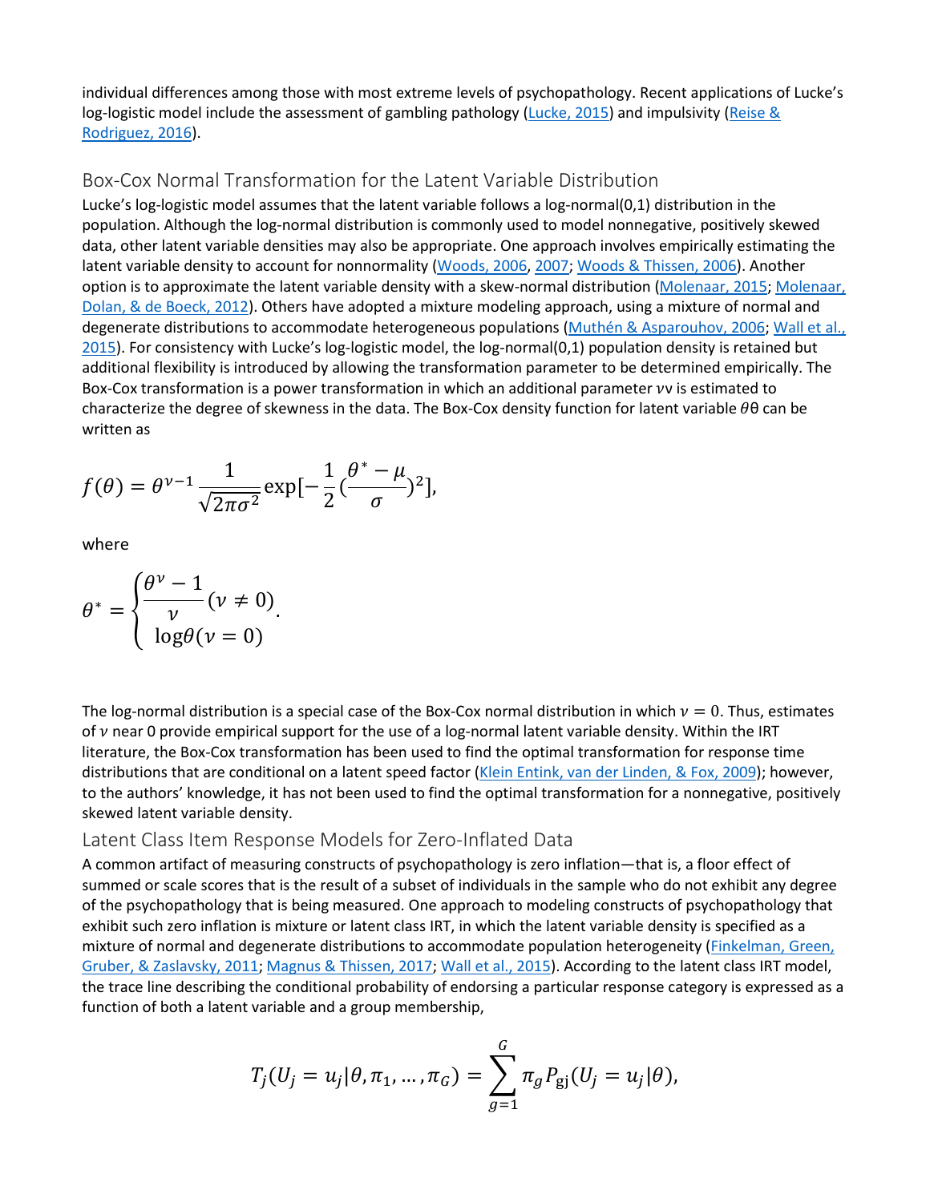individual differences among those with most extreme levels of psychopathology. Recent applications of Lucke's log-logistic model include the assessment of gambling pathology (Lucke, 2015) and impulsivity (Reise & Rodriguez, 2016).

## Box-Cox Normal Transformation for the Latent Variable Distribution

Lucke's log-logistic model assumes that the latent variable follows a log-normal(0,1) distribution in the population. Although the log-normal distribution is commonly used to model nonnegative, positively skewed data, other latent variable densities may also be appropriate. One approach involves empirically estimating the latent variable density to account for nonnormality (Woods, 2006, 2007; Woods & Thissen, 2006). Another option is to approximate the latent variable density with a skew-normal distribution (Molenaar, 2015; Molenaar, Dolan, & de Boeck, 2012). Others have adopted a mixture modeling approach, using a mixture of normal and degenerate distributions to accommodate heterogeneous populations (Muthén & Asparouhov, 2006; Wall et al., 2015). For consistency with Lucke's log-logistic model, the log-normal(0,1) population density is retained but additional flexibility is introduced by allowing the transformation parameter to be determined empirically. The Box-Cox transformation is a power transformation in which an additional parameter $\nu$v is estimated to characterize the degree of skewness in the data. The Box-Cox density function for latent variable $\theta$θ can be written as

$$f(\theta) = \theta^{\nu-1}\frac{1}{\sqrt{2\pi\sigma^2}}\exp[-\frac{1}{2}(\frac{\theta^* - \mu}{\sigma})^2],$$

where

$$\theta^* = \begin{cases} \frac{\theta^\nu - 1}{\nu}(\nu \neq 0) \\ \log\theta(\nu = 0) \end{cases}.$$

The log-normal distribution is a special case of the Box-Cox normal distribution in which $\nu = 0$. Thus, estimates of $\nu$ near 0 provide empirical support for the use of a log-normal latent variable density. Within the IRT literature, the Box-Cox transformation has been used to find the optimal transformation for response time distributions that are conditional on a latent speed factor (Klein Entink, van der Linden, & Fox, 2009); however, to the authors' knowledge, it has not been used to find the optimal transformation for a nonnegative, positively skewed latent variable density.

## Latent Class Item Response Models for Zero-Inflated Data

A common artifact of measuring constructs of psychopathology is zero inflation—that is, a floor effect of summed or scale scores that is the result of a subset of individuals in the sample who do not exhibit any degree of the psychopathology that is being measured. One approach to modeling constructs of psychopathology that exhibit such zero inflation is mixture or latent class IRT, in which the latent variable density is specified as a mixture of normal and degenerate distributions to accommodate population heterogeneity (Finkelman, Green, Gruber, & Zaslavsky, 2011; Magnus & Thissen, 2017; Wall et al., 2015). According to the latent class IRT model, the trace line describing the conditional probability of endorsing a particular response category is expressed as a function of both a latent variable and a group membership,

$$T_j(U_j = u_j|\theta, \pi_1, \ldots, \pi_G) = \sum_{g=1}^{G}\pi_g P_{gj}(U_j = u_j|\theta),$$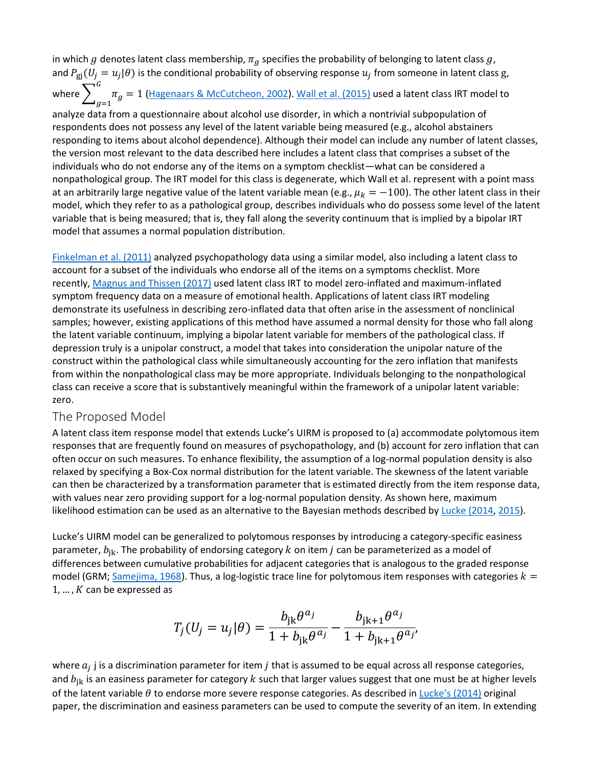in which $g$ denotes latent class membership, $\pi_g$ specifies the probability of belonging to latent class $g$, and $P_{gj}(U_j = u_j|\theta)$ is the conditional probability of observing response $u_j$ from someone in latent class g, where $\sum_{g=1}^{G} \pi_g = 1$ (Hagenaars & McCutcheon, 2002). Wall et al. (2015) used a latent class IRT model to analyze data from a questionnaire about alcohol use disorder, in which a nontrivial subpopulation of respondents does not possess any level of the latent variable being measured (e.g., alcohol abstainers responding to items about alcohol dependence). Although their model can include any number of latent classes, the version most relevant to the data described here includes a latent class that comprises a subset of the individuals who do not endorse any of the items on a symptom checklist—what can be considered a nonpathological group. The IRT model for this class is degenerate, which Wall et al. represent with a point mass at an arbitrarily large negative value of the latent variable mean (e.g., $\mu_k = -100$). The other latent class in their model, which they refer to as a pathological group, describes individuals who do possess some level of the latent variable that is being measured; that is, they fall along the severity continuum that is implied by a bipolar IRT model that assumes a normal population distribution.

Finkelman et al. (2011) analyzed psychopathology data using a similar model, also including a latent class to account for a subset of the individuals who endorse all of the items on a symptoms checklist. More recently, Magnus and Thissen (2017) used latent class IRT to model zero-inflated and maximum-inflated symptom frequency data on a measure of emotional health. Applications of latent class IRT modeling demonstrate its usefulness in describing zero-inflated data that often arise in the assessment of nonclinical samples; however, existing applications of this method have assumed a normal density for those who fall along the latent variable continuum, implying a bipolar latent variable for members of the pathological class. If depression truly is a unipolar construct, a model that takes into consideration the unipolar nature of the construct within the pathological class while simultaneously accounting for the zero inflation that manifests from within the nonpathological class may be more appropriate. Individuals belonging to the nonpathological class can receive a score that is substantively meaningful within the framework of a unipolar latent variable: zero.

## The Proposed Model

A latent class item response model that extends Lucke's UIRM is proposed to (a) accommodate polytomous item responses that are frequently found on measures of psychopathology, and (b) account for zero inflation that can often occur on such measures. To enhance flexibility, the assumption of a log-normal population density is also relaxed by specifying a Box-Cox normal distribution for the latent variable. The skewness of the latent variable can then be characterized by a transformation parameter that is estimated directly from the item response data, with values near zero providing support for a log-normal population density. As shown here, maximum likelihood estimation can be used as an alternative to the Bayesian methods described by Lucke (2014, 2015).

Lucke's UIRM model can be generalized to polytomous responses by introducing a category-specific easiness parameter, $b_{jk}$. The probability of endorsing category $k$ on item $j$ can be parameterized as a model of differences between cumulative probabilities for adjacent categories that is analogous to the graded response model (GRM; Samejima, 1968). Thus, a log-logistic trace line for polytomous item responses with categories $k = 1, \ldots, K$ can be expressed as

$$T_j(U_j = u_j|\theta) = \frac{b_{jk}\theta^{a_j}}{1 + b_{jk}\theta^{a_j}} - \frac{b_{jk+1}\theta^{a_j}}{1 + b_{jk+1}\theta^{a_j}},$$

where $a_j$ j is a discrimination parameter for item $j$ that is assumed to be equal across all response categories, and $b_{jk}$ is an easiness parameter for category $k$ such that larger values suggest that one must be at higher levels of the latent variable $\theta$ to endorse more severe response categories. As described in Lucke's (2014) original paper, the discrimination and easiness parameters can be used to compute the severity of an item. In extending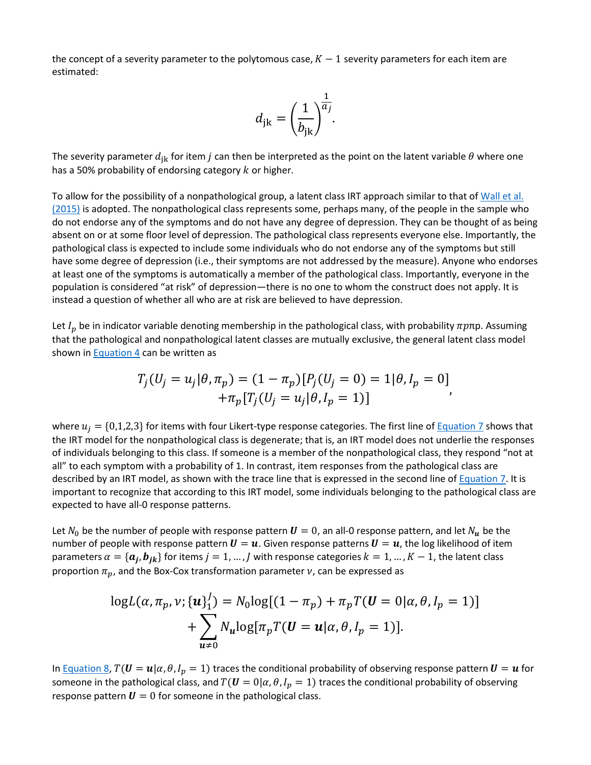the concept of a severity parameter to the polytomous case, $K-1$ severity parameters for each item are estimated:

$$d_{\text{jk}} = \left(\frac{1}{b_{\text{jk}}}\right)^{\frac{1}{a_j}}.$$

The severity parameter $d_{\text{jk}}$ for item $j$ can then be interpreted as the point on the latent variable $\theta$ where one has a 50% probability of endorsing category $k$ or higher.

To allow for the possibility of a nonpathological group, a latent class IRT approach similar to that of Wall et al. (2015) is adopted. The nonpathological class represents some, perhaps many, of the people in the sample who do not endorse any of the symptoms and do not have any degree of depression. They can be thought of as being absent on or at some floor level of depression. The pathological class represents everyone else. Importantly, the pathological class is expected to include some individuals who do not endorse any of the symptoms but still have some degree of depression (i.e., their symptoms are not addressed by the measure). Anyone who endorses at least one of the symptoms is automatically a member of the pathological class. Importantly, everyone in the population is considered "at risk" of depression—there is no one to whom the construct does not apply. It is instead a question of whether all who are at risk are believed to have depression.

Let $I_p$ be in indicator variable denoting membership in the pathological class, with probability $\pi p$πp. Assuming that the pathological and nonpathological latent classes are mutually exclusive, the general latent class model shown in Equation 4 can be written as

$$T_j(U_j = u_j|\theta, \pi_p) = (1-\pi_p)[P_j(U_j = 0) = 1|\theta, I_p = 0] \\ +\pi_p[T_j(U_j = u_j|\theta, I_p = 1)] \qquad ,$$

where $u_j = \{0,1,2,3\}$ for items with four Likert-type response categories. The first line of Equation 7 shows that the IRT model for the nonpathological class is degenerate; that is, an IRT model does not underlie the responses of individuals belonging to this class. If someone is a member of the nonpathological class, they respond "not at all" to each symptom with a probability of 1. In contrast, item responses from the pathological class are described by an IRT model, as shown with the trace line that is expressed in the second line of Equation 7. It is important to recognize that according to this IRT model, some individuals belonging to the pathological class are expected to have all-0 response patterns.

Let $N_0$ be the number of people with response pattern $\boldsymbol{U} = 0$, an all-0 response pattern, and let $N_{\boldsymbol{u}}$ be the number of people with response pattern $\boldsymbol{U} = \boldsymbol{u}$. Given response patterns $\boldsymbol{U} = \boldsymbol{u}$, the log likelihood of item parameters $\alpha = \{\boldsymbol{a_j}, \boldsymbol{b_{jk}}\}$ for items $j = 1, \ldots, J$ with response categories $k = 1, \ldots, K-1$, the latent class proportion $\pi_p$, and the Box-Cox transformation parameter $\nu$, can be expressed as

$$\log L(\alpha, \pi_p, \nu; \{\boldsymbol{u}\}_1^J) = N_0 \log[(1-\pi_p) + \pi_p T(\boldsymbol{U} = 0|\alpha, \theta, I_p = 1)] \\ + \sum_{\boldsymbol{u} \neq 0} N_{\boldsymbol{u}} \log[\pi_p T(\boldsymbol{U} = \boldsymbol{u}|\alpha, \theta, I_p = 1)].$$

In Equation 8, $T(\boldsymbol{U} = \boldsymbol{u}|\alpha, \theta, I_p = 1)$ traces the conditional probability of observing response pattern $\boldsymbol{U} = \boldsymbol{u}$ for someone in the pathological class, and $T(\boldsymbol{U} = 0|\alpha, \theta, I_p = 1)$ traces the conditional probability of observing response pattern $\boldsymbol{U} = 0$ for someone in the pathological class.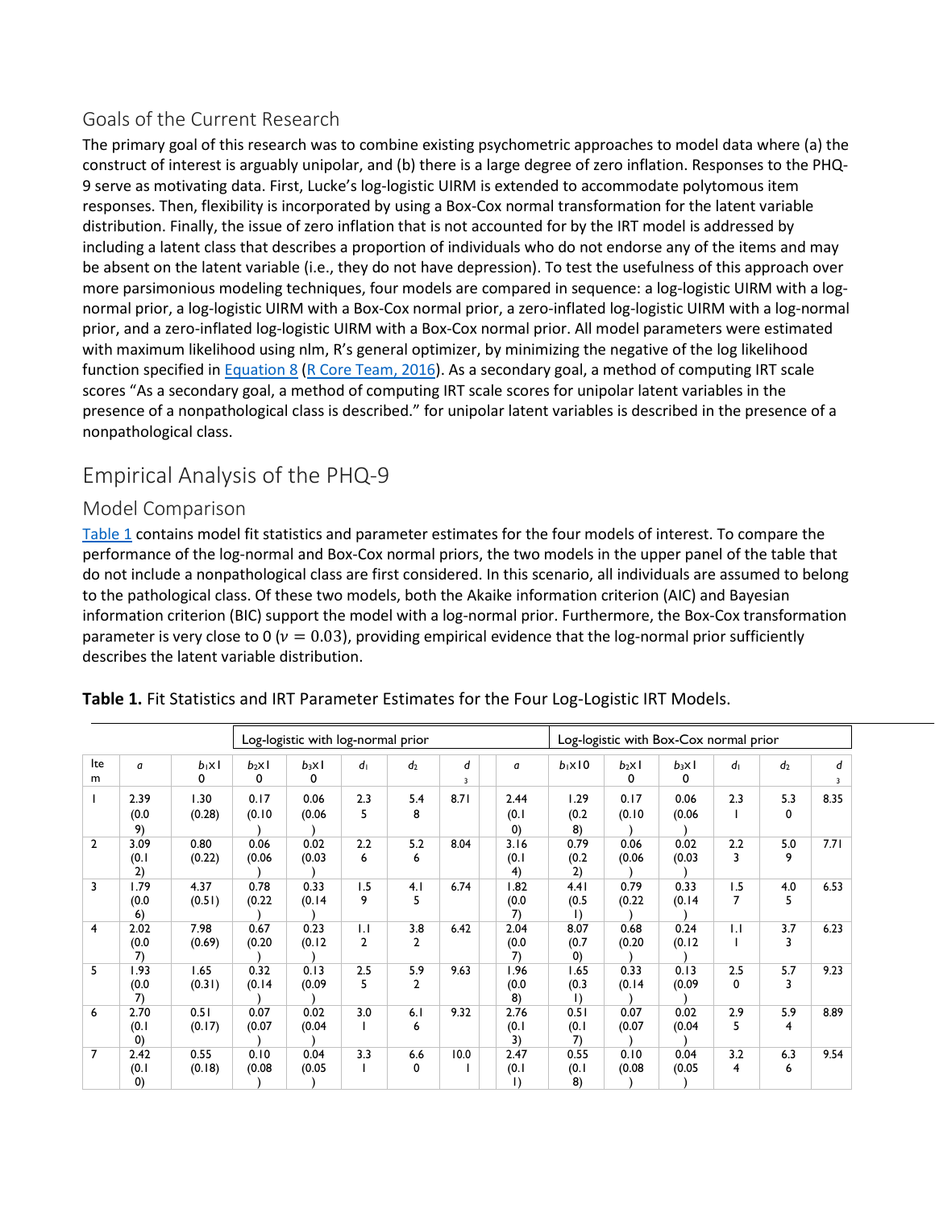## Goals of the Current Research

The primary goal of this research was to combine existing psychometric approaches to model data where (a) the construct of interest is arguably unipolar, and (b) there is a large degree of zero inflation. Responses to the PHQ-9 serve as motivating data. First, Lucke's log-logistic UIRM is extended to accommodate polytomous item responses. Then, flexibility is incorporated by using a Box-Cox normal transformation for the latent variable distribution. Finally, the issue of zero inflation that is not accounted for by the IRT model is addressed by including a latent class that describes a proportion of individuals who do not endorse any of the items and may be absent on the latent variable (i.e., they do not have depression). To test the usefulness of this approach over more parsimonious modeling techniques, four models are compared in sequence: a log-logistic UIRM with a log-normal prior, a log-logistic UIRM with a Box-Cox normal prior, a zero-inflated log-logistic UIRM with a log-normal prior, and a zero-inflated log-logistic UIRM with a Box-Cox normal prior. All model parameters were estimated with maximum likelihood using nlm, R's general optimizer, by minimizing the negative of the log likelihood function specified in Equation 8 (R Core Team, 2016). As a secondary goal, a method of computing IRT scale scores "As a secondary goal, a method of computing IRT scale scores for unipolar latent variables in the presence of a nonpathological class is described." for unipolar latent variables is described in the presence of a nonpathological class.

## Empirical Analysis of the PHQ-9

### Model Comparison

Table 1 contains model fit statistics and parameter estimates for the four models of interest. To compare the performance of the log-normal and Box-Cox normal priors, the two models in the upper panel of the table that do not include a nonpathological class are first considered. In this scenario, all individuals are assumed to belong to the pathological class. Of these two models, both the Akaike information criterion (AIC) and Bayesian information criterion (BIC) support the model with a log-normal prior. Furthermore, the Box-Cox transformation parameter is very close to 0 ($\nu = 0.03$), providing empirical evidence that the log-normal prior sufficiently describes the latent variable distribution.

**Table 1.** Fit Statistics and IRT Parameter Estimates for the Four Log-Logistic IRT Models.

| | Log-logistic with log-normal prior | | | | | | | Log-logistic with Box-Cox normal prior | | | | | | |
|---|---|---|---|---|---|---|---|---|---|---|---|---|---|---|
| Item | $a$ | $b_1$×10 | $b_2$×10 | $b_3$×10 | $d_1$ | $d_2$ | $d_3$ | $a$ | $b_1$×10 | $b_2$×10 | $b_3$×10 | $d_1$ | $d_2$ | $d_3$ |
| 1 | 2.39 (0.09) | 1.30 (0.28) | 0.17 (0.10) | 0.06 (0.06) | 2.35 | 5.48 | 8.71 | 2.44 (0.10) | 1.29 (0.28) | 0.17 (0.10) | 0.06 (0.06) | 2.31 | 5.30 | 8.35 |
| 2 | 3.09 (0.12) | 0.80 (0.22) | 0.06 (0.06) | 0.02 (0.03) | 2.26 | 5.26 | 8.04 | 3.16 (0.14) | 0.79 (0.22) | 0.06 (0.06) | 0.02 (0.03) | 2.23 | 5.09 | 7.71 |
| 3 | 1.79 (0.06) | 4.37 (0.51) | 0.78 (0.22) | 0.33 (0.14) | 1.59 | 4.15 | 6.74 | 1.82 (0.07) | 4.41 (0.51) | 0.79 (0.22) | 0.33 (0.14) | 1.57 | 4.05 | 6.53 |
| 4 | 2.02 (0.07) | 7.98 (0.69) | 0.67 (0.20) | 0.23 (0.12) | 1.12 | 3.82 | 6.42 | 2.04 (0.07) | 8.07 (0.70) | 0.68 (0.20) | 0.24 (0.12) | 1.11 | 3.73 | 6.23 |
| 5 | 1.93 (0.07) | 1.65 (0.31) | 0.32 (0.14) | 0.13 (0.09) | 2.55 | 5.92 | 9.63 | 1.96 (0.08) | 1.65 (0.31) | 0.33 (0.14) | 0.13 (0.09) | 2.50 | 5.73 | 9.23 |
| 6 | 2.70 (0.10) | 0.51 (0.17) | 0.07 (0.07) | 0.02 (0.04) | 3.01 | 6.16 | 9.32 | 2.76 (0.13) | 0.51 (0.17) | 0.07 (0.07) | 0.02 (0.04) | 2.95 | 5.94 | 8.89 |
| 7 | 2.42 (0.10) | 0.55 (0.18) | 0.10 (0.08) | 0.04 (0.05) | 3.31 | 6.60 | 10.01 | 2.47 (0.11) | 0.55 (0.18) | 0.10 (0.08) | 0.04 (0.05) | 3.24 | 6.36 | 9.54 |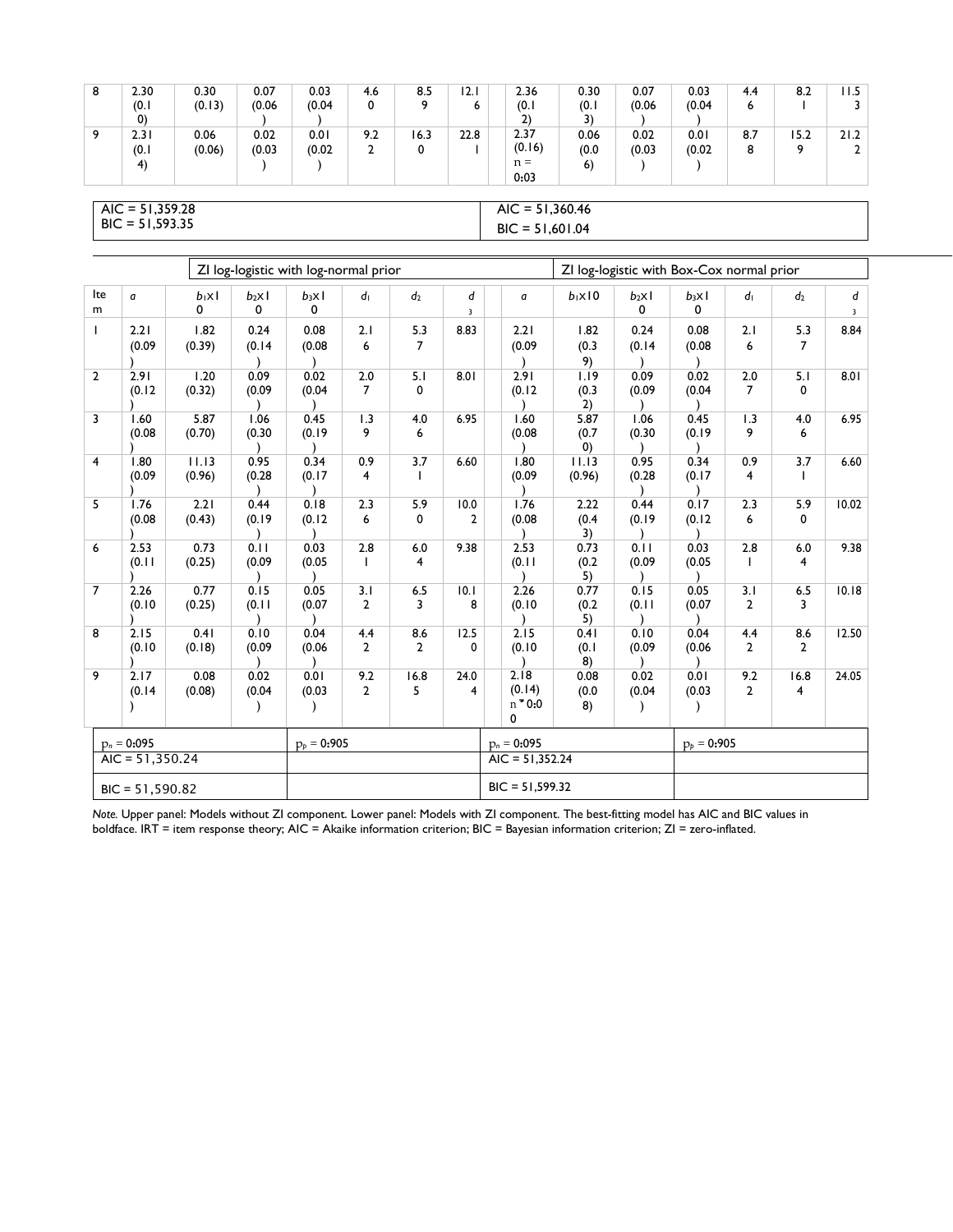| | | | | | | | | | | | | | | |
|---|---|---|---|---|---|---|---|---|---|---|---|---|---|---|
| 8 | 2.30 (0.10) | 0.30 (0.13) | 0.07 (0.06) | 0.03 (0.04) | 4.60 | 8.59 | 12.16 | 2.36 (0.12) | 0.30 (0.13) | 0.07 (0.06) | 0.03 (0.04) | 4.46 | 8.21 | 11.53 |
| 9 | 2.31 (0.14) | 0.06 (0.06) | 0.02 (0.03) | 0.01 (0.02) | 9.22 | 16.30 | 22.81 | 2.37 (0.16) $n$ = 0:03 | 0.06 (0.06) | 0.02 (0.03) | 0.01 (0.02) | 8.78 | 15.29 | 21.22 |
| AIC = 51,359.28 BIC = 51,593.35 | | | | | | | | AIC = 51,360.46 BIC = 51,601.04 | | | | | | |

| | ZI log-logistic with log-normal prior | | | | | | | ZI log-logistic with Box-Cox normal prior | | | | | | |
|---|---|---|---|---|---|---|---|---|---|---|---|---|---|---|
| Item | $a$ | $b_1 \times 10$ | $b_2 \times 10$ | $b_3 \times 10$ | $d_1$ | $d_2$ | $d_3$ | $a$ | $b_1 \times 10$ | $b_2 \times 10$ | $b_3 \times 10$ | $d_1$ | $d_2$ | $d_3$ |
| 1 | 2.21 (0.09) | 1.82 (0.39) | 0.24 (0.14) | 0.08 (0.08) | 2.16 | 5.37 | 8.83 | 2.21 (0.09) | 1.82 (0.39) | 0.24 (0.14) | 0.08 (0.08) | 2.16 | 5.37 | 8.84 |
| 2 | 2.91 (0.12) | 1.20 (0.32) | 0.09 (0.09) | 0.02 (0.04) | 2.07 | 5.10 | 8.01 | 2.91 (0.12) | 1.19 (0.32) | 0.09 (0.09) | 0.02 (0.04) | 2.07 | 5.10 | 8.01 |
| 3 | 1.60 (0.08) | 5.87 (0.70) | 1.06 (0.30) | 0.45 (0.19) | 1.39 | 4.06 | 6.95 | 1.60 (0.08) | 5.87 (0.70) | 1.06 (0.30) | 0.45 (0.19) | 1.39 | 4.06 | 6.95 |
| 4 | 1.80 (0.09) | 11.13 (0.96) | 0.95 (0.28) | 0.34 (0.17) | 0.94 | 3.71 | 6.60 | 1.80 (0.09) | 11.13 (0.96) | 0.95 (0.28) | 0.34 (0.17) | 0.94 | 3.71 | 6.60 |
| 5 | 1.76 (0.08) | 2.21 (0.43) | 0.44 (0.19) | 0.18 (0.12) | 2.36 | 5.90 | 10.02 | 1.76 (0.08) | 2.22 (0.43) | 0.44 (0.19) | 0.17 (0.12) | 2.36 | 5.90 | 10.02 |
| 6 | 2.53 (0.11) | 0.73 (0.25) | 0.11 (0.09) | 0.03 (0.05) | 2.81 | 6.04 | 9.38 | 2.53 (0.11) | 0.73 (0.25) | 0.11 (0.09) | 0.03 (0.05) | 2.81 | 6.04 | 9.38 |
| 7 | 2.26 (0.10) | 0.77 (0.25) | 0.15 (0.11) | 0.05 (0.07) | 3.12 | 6.53 | 10.18 | 2.26 (0.10) | 0.77 (0.25) | 0.15 (0.11) | 0.05 (0.07) | 3.12 | 6.53 | 10.18 |
| 8 | 2.15 (0.10) | 0.41 (0.18) | 0.10 (0.09) | 0.04 (0.06) | 4.42 | 8.62 | 12.50 | 2.15 (0.10) | 0.41 (0.18) | 0.10 (0.09) | 0.04 (0.06) | 4.42 | 8.62 | 12.50 |
| 9 | 2.17 (0.14) | 0.08 (0.08) | 0.02 (0.04) | 0.01 (0.03) | 9.22 | 16.85 | 24.04 | 2.18 (0.14) $n$ = 0:00 | 0.08 (0.08) | 0.02 (0.04) | 0.01 (0.03) | 9.22 | 16.84 | 24.05 |
| $p_n$ = 0:095 AIC = 51,350.24 BIC = 51,590.82 | | | $p_p$ = 0:905 | | | | | $p_n$ = 0:095 AIC = 51,352.24 BIC = 51,599.32 | | | $p_p$ = 0:905 | | | |

*Note.* Upper panel: Models without ZI component. Lower panel: Models with ZI component. The best-fitting model has AIC and BIC values in boldface. IRT = item response theory; AIC = Akaike information criterion; BIC = Bayesian information criterion; ZI = zero-inflated.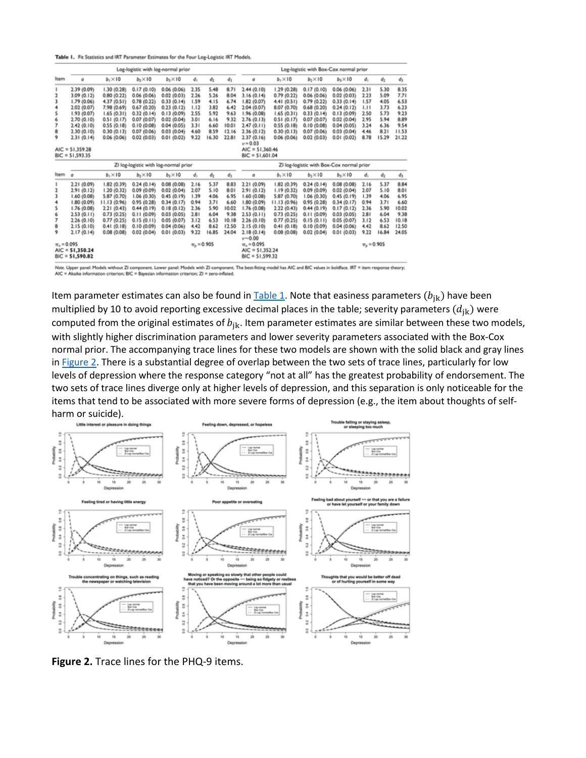**Table 1.** Fit Statistics and IRT Parameter Estimates for the Four Log-Logistic IRT Models.

| | Log-logistic with log-normal prior | | | | | | | Log-logistic with Box-Cox normal prior | | | | | | |
|---|---|---|---|---|---|---|---|---|---|---|---|---|---|---|
| Item | $a$ | $b_1 \times 10$ | $b_2 \times 10$ | $b_3 \times 10$ | $d_1$ | $d_2$ | $d_3$ | $a$ | $b_1 \times 10$ | $b_2 \times 10$ | $b_3 \times 10$ | $d_1$ | $d_2$ | $d_3$ |
| 1 | 2.39 (0.09) | 1.30 (0.28) | 0.17 (0.10) | 0.06 (0.06) | 2.35 | 5.48 | 8.71 | 2.44 (0.10) | 1.29 (0.28) | 0.17 (0.10) | 0.06 (0.06) | 2.31 | 5.30 | 8.35 |
| 2 | 3.09 (0.12) | 0.80 (0.22) | 0.06 (0.06) | 0.02 (0.03) | 2.26 | 5.26 | 8.04 | 3.16 (0.14) | 0.79 (0.22) | 0.06 (0.06) | 0.02 (0.03) | 2.23 | 5.09 | 7.71 |
| 3 | 1.79 (0.06) | 4.37 (0.51) | 0.78 (0.22) | 0.33 (0.14) | 1.59 | 4.15 | 6.74 | 1.82 (0.07) | 4.41 (0.51) | 0.79 (0.22) | 0.33 (0.14) | 1.57 | 4.05 | 6.53 |
| 4 | 2.02 (0.07) | 7.98 (0.69) | 0.67 (0.20) | 0.23 (0.12) | 1.12 | 3.82 | 6.42 | 2.04 (0.07) | 8.07 (0.70) | 0.68 (0.20) | 0.24 (0.12) | 1.11 | 3.73 | 6.23 |
| 5 | 1.93 (0.07) | 1.65 (0.31) | 0.32 (0.14) | 0.13 (0.09) | 2.55 | 5.92 | 9.63 | 1.96 (0.08) | 1.65 (0.31) | 0.33 (0.14) | 0.13 (0.09) | 2.50 | 5.73 | 9.23 |
| 6 | 2.70 (0.10) | 0.51 (0.17) | 0.07 (0.07) | 0.02 (0.04) | 3.01 | 6.16 | 9.32 | 2.76 (0.13) | 0.51 (0.17) | 0.07 (0.07) | 0.02 (0.04) | 2.95 | 5.94 | 8.89 |
| 7 | 2.42 (0.10) | 0.55 (0.18) | 0.10 (0.08) | 0.04 (0.05) | 3.31 | 6.60 | 10.01 | 2.47 (0.11) | 0.55 (0.18) | 0.10 (0.08) | 0.04 (0.05) | 3.24 | 6.36 | 9.54 |
| 8 | 2.30 (0.10) | 0.30 (0.13) | 0.07 (0.06) | 0.03 (0.04) | 4.60 | 8.59 | 12.16 | 2.36 (0.12) | 0.30 (0.13) | 0.07 (0.06) | 0.03 (0.04) | 4.46 | 8.21 | 11.53 |
| 9 | 2.31 (0.14) | 0.06 (0.06) | 0.02 (0.03) | 0.01 (0.02) | 9.22 | 16.30 | 22.81 | 2.37 (0.16) | 0.06 (0.06) | 0.02 (0.03) | 0.01 (0.02) | 8.78 | 15.29 | 21.22 |
| | | | | | | | | $\nu = 0.03$ | | | | | | |
| | AIC = 51,359.28 | | | | | | | AIC = 51,360.46 | | | | | | |
| | BIC = 51,593.35 | | | | | | | BIC = 51,601.04 | | | | | | |
| | ZI log-logistic with log-normal prior | | | | | | | ZI log-logistic with Box-Cox normal prior | | | | | | |
| Item | $a$ | $b_1 \times 10$ | $b_2 \times 10$ | $b_3 \times 10$ | $d_1$ | $d_2$ | $d_3$ | $a$ | $b_1 \times 10$ | $b_2 \times 10$ | $b_3 \times 10$ | $d_1$ | $d_2$ | $d_3$ |
| 1 | 2.21 (0.09) | 1.82 (0.39) | 0.24 (0.14) | 0.08 (0.08) | 2.16 | 5.37 | 8.83 | 2.21 (0.09) | 1.82 (0.39) | 0.24 (0.14) | 0.08 (0.08) | 2.16 | 5.37 | 8.84 |
| 2 | 2.91 (0.12) | 1.20 (0.32) | 0.09 (0.09) | 0.02 (0.04) | 2.07 | 5.10 | 8.01 | 2.91 (0.12) | 1.19 (0.32) | 0.09 (0.09) | 0.02 (0.04) | 2.07 | 5.10 | 8.01 |
| 3 | 1.60 (0.08) | 5.87 (0.70) | 1.06 (0.30) | 0.45 (0.19) | 1.39 | 4.06 | 6.95 | 1.60 (0.08) | 5.87 (0.70) | 1.06 (0.30) | 0.45 (0.19) | 1.39 | 4.06 | 6.95 |
| 4 | 1.80 (0.09) | 11.13 (0.96) | 0.95 (0.28) | 0.34 (0.17) | 0.94 | 3.71 | 6.60 | 1.80 (0.09) | 11.13 (0.96) | 0.95 (0.28) | 0.34 (0.17) | 0.94 | 3.71 | 6.60 |
| 5 | 1.76 (0.08) | 2.21 (0.43) | 0.44 (0.19) | 0.18 (0.12) | 2.36 | 5.90 | 10.02 | 1.76 (0.08) | 2.22 (0.43) | 0.44 (0.19) | 0.17 (0.12) | 2.36 | 5.90 | 10.02 |
| 6 | 2.53 (0.11) | 0.73 (0.25) | 0.11 (0.09) | 0.03 (0.05) | 2.81 | 6.04 | 9.38 | 2.53 (0.11) | 0.73 (0.25) | 0.11 (0.09) | 0.03 (0.05) | 2.81 | 6.04 | 9.38 |
| 7 | 2.26 (0.10) | 0.77 (0.25) | 0.15 (0.11) | 0.05 (0.07) | 3.12 | 6.53 | 10.18 | 2.26 (0.10) | 0.77 (0.25) | 0.15 (0.11) | 0.05 (0.07) | 3.12 | 6.53 | 10.18 |
| 8 | 2.15 (0.10) | 0.41 (0.18) | 0.10 (0.09) | 0.04 (0.06) | 4.42 | 8.62 | 12.50 | 2.15 (0.10) | 0.41 (0.18) | 0.10 (0.09) | 0.04 (0.06) | 4.42 | 8.62 | 12.50 |
| 9 | 2.17 (0.14) | 0.08 (0.08) | 0.02 (0.04) | 0.01 (0.03) | 9.22 | 16.85 | 24.04 | 2.18 (0.14) | 0.08 (0.09) | 0.02 (0.04) | 0.01 (0.03) | 9.22 | 16.84 | 24.05 |
| | | | | | | | | $\nu = 0.00$ | | | | | | |
| $\pi_n = 0.095$ | | | | | $\pi_p = 0.905$ | | | $\pi_n = 0.095$ | | | | | $\pi_p = 0.905$ | |
| AIC = **51,350.24** | | | | | | | | AIC = 51,352.24 | | | | | | |
| BIC = **51,590.82** | | | | | | | | BIC = 51,599.32 | | | | | | |

*Note.* Upper panel: Models without ZI component. Lower panel: Models with ZI component. The best-fitting model has AIC and BIC values in boldface. IRT = item response theory; AIC = Akaike information criterion; BIC = Bayesian information criterion; ZI = zero-inflated.

Item parameter estimates can also be found in Table 1. Note that easiness parameters ($b_{jk}$) have been multiplied by 10 to avoid reporting excessive decimal places in the table; severity parameters ($d_{jk}$) were computed from the original estimates of $b_{jk}$. Item parameter estimates are similar between these two models, with slightly higher discrimination parameters and lower severity parameters associated with the Box-Cox normal prior. The accompanying trace lines for these two models are shown with the solid black and gray lines in Figure 2. There is a substantial degree of overlap between the two sets of trace lines, particularly for low levels of depression where the response category "not at all" has the greatest probability of endorsement. The two sets of trace lines diverge only at higher levels of depression, and this separation is only noticeable for the items that tend to be associated with more severe forms of depression (e.g., the item about thoughts of self-harm or suicide).

Little interest or pleasure in doing things

Feeling down, depressed, or hopeless

Trouble falling or staying asleep, or sleeping too much

Feeling tired or having little energy

Poor appetite or overeating

Feeling bad about yourself — or that you are a failure or have let yourself or your family down

Trouble concentrating on things, such as reading the newspaper or watching television

Moving or speaking so slowly that other people could have noticed? Or the opposite — being so fidgety or restless that you have been moving around a lot more than usual

Thoughts that you would be better off dead or of hurting yourself in some way

Probability

Depression

Log-normal
Box-Cox
ZI Log-normal/Box-Cox

**Figure 2.** Trace lines for the PHQ-9 items.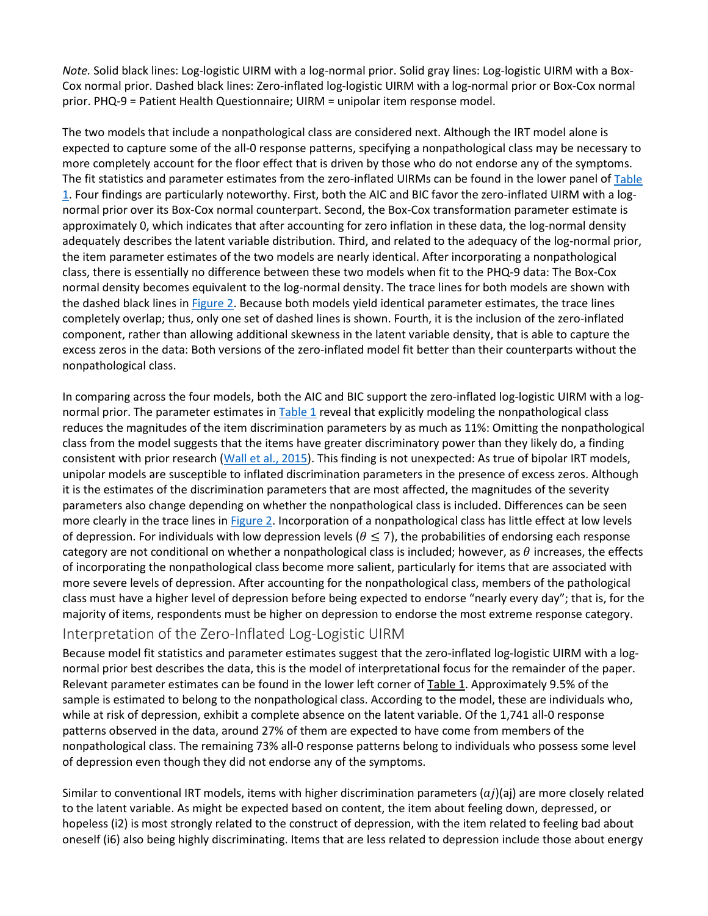*Note.* Solid black lines: Log-logistic UIRM with a log-normal prior. Solid gray lines: Log-logistic UIRM with a Box-Cox normal prior. Dashed black lines: Zero-inflated log-logistic UIRM with a log-normal prior or Box-Cox normal prior. PHQ-9 = Patient Health Questionnaire; UIRM = unipolar item response model.

The two models that include a nonpathological class are considered next. Although the IRT model alone is expected to capture some of the all-0 response patterns, specifying a nonpathological class may be necessary to more completely account for the floor effect that is driven by those who do not endorse any of the symptoms. The fit statistics and parameter estimates from the zero-inflated UIRMs can be found in the lower panel of Table 1. Four findings are particularly noteworthy. First, both the AIC and BIC favor the zero-inflated UIRM with a log-normal prior over its Box-Cox normal counterpart. Second, the Box-Cox transformation parameter estimate is approximately 0, which indicates that after accounting for zero inflation in these data, the log-normal density adequately describes the latent variable distribution. Third, and related to the adequacy of the log-normal prior, the item parameter estimates of the two models are nearly identical. After incorporating a nonpathological class, there is essentially no difference between these two models when fit to the PHQ-9 data: The Box-Cox normal density becomes equivalent to the log-normal density. The trace lines for both models are shown with the dashed black lines in Figure 2. Because both models yield identical parameter estimates, the trace lines completely overlap; thus, only one set of dashed lines is shown. Fourth, it is the inclusion of the zero-inflated component, rather than allowing additional skewness in the latent variable density, that is able to capture the excess zeros in the data: Both versions of the zero-inflated model fit better than their counterparts without the nonpathological class.

In comparing across the four models, both the AIC and BIC support the zero-inflated log-logistic UIRM with a log-normal prior. The parameter estimates in Table 1 reveal that explicitly modeling the nonpathological class reduces the magnitudes of the item discrimination parameters by as much as 11%: Omitting the nonpathological class from the model suggests that the items have greater discriminatory power than they likely do, a finding consistent with prior research (Wall et al., 2015). This finding is not unexpected: As true of bipolar IRT models, unipolar models are susceptible to inflated discrimination parameters in the presence of excess zeros. Although it is the estimates of the discrimination parameters that are most affected, the magnitudes of the severity parameters also change depending on whether the nonpathological class is included. Differences can be seen more clearly in the trace lines in Figure 2. Incorporation of a nonpathological class has little effect at low levels of depression. For individuals with low depression levels ($\theta \leq 7$), the probabilities of endorsing each response category are not conditional on whether a nonpathological class is included; however, as $\theta$ increases, the effects of incorporating the nonpathological class become more salient, particularly for items that are associated with more severe levels of depression. After accounting for the nonpathological class, members of the pathological class must have a higher level of depression before being expected to endorse "nearly every day"; that is, for the majority of items, respondents must be higher on depression to endorse the most extreme response category.

## Interpretation of the Zero-Inflated Log-Logistic UIRM

Because model fit statistics and parameter estimates suggest that the zero-inflated log-logistic UIRM with a log-normal prior best describes the data, this is the model of interpretational focus for the remainder of the paper. Relevant parameter estimates can be found in the lower left corner of Table 1. Approximately 9.5% of the sample is estimated to belong to the nonpathological class. According to the model, these are individuals who, while at risk of depression, exhibit a complete absence on the latent variable. Of the 1,741 all-0 response patterns observed in the data, around 27% of them are expected to have come from members of the nonpathological class. The remaining 73% all-0 response patterns belong to individuals who possess some level of depression even though they did not endorse any of the symptoms.

Similar to conventional IRT models, items with higher discrimination parameters ($a_j$)(aj) are more closely related to the latent variable. As might be expected based on content, the item about feeling down, depressed, or hopeless (i2) is most strongly related to the construct of depression, with the item related to feeling bad about oneself (i6) also being highly discriminating. Items that are less related to depression include those about energy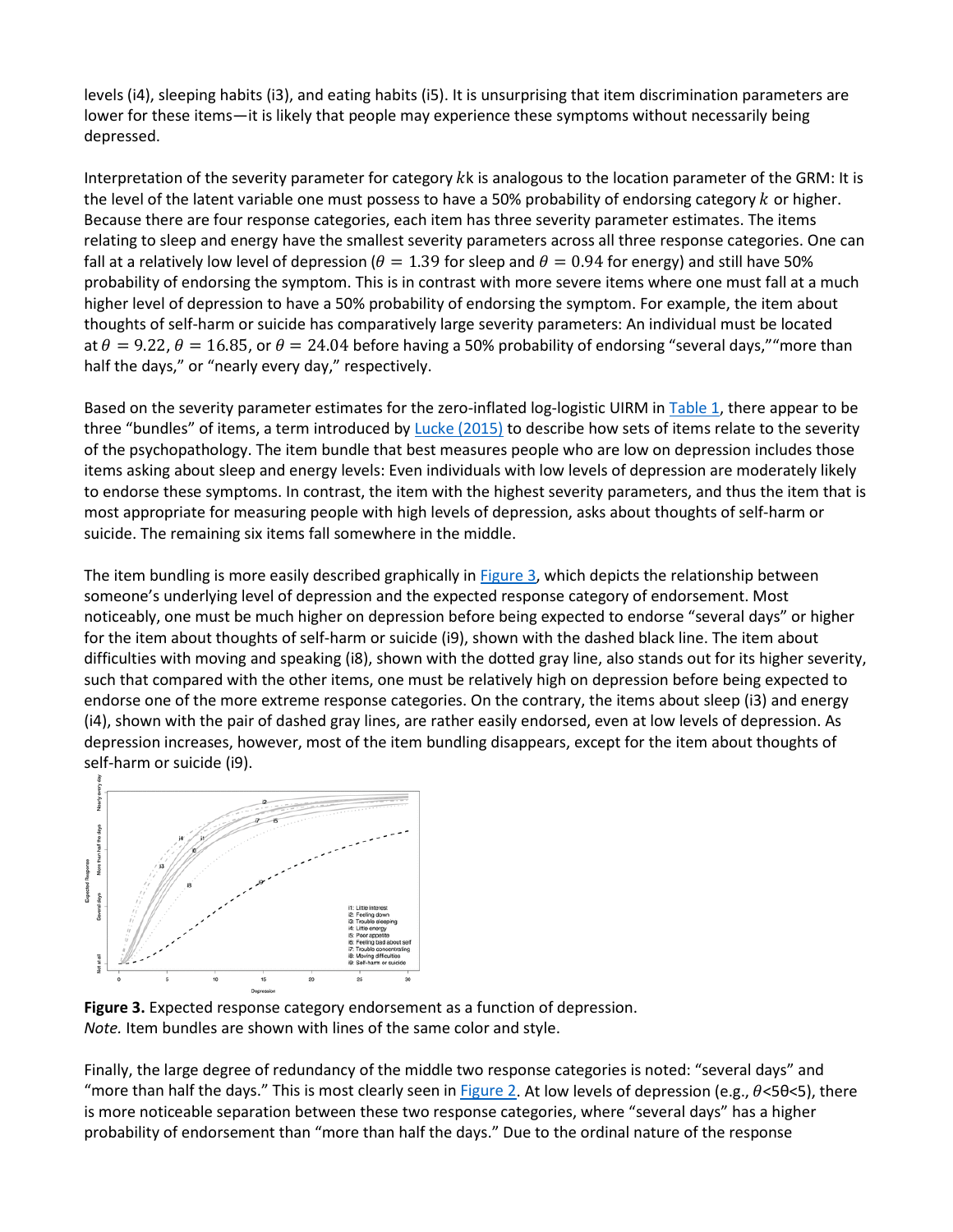levels (i4), sleeping habits (i3), and eating habits (i5). It is unsurprising that item discrimination parameters are lower for these items—it is likely that people may experience these symptoms without necessarily being depressed.

Interpretation of the severity parameter for category $kk$ is analogous to the location parameter of the GRM: It is the level of the latent variable one must possess to have a 50% probability of endorsing category $k$ or higher. Because there are four response categories, each item has three severity parameter estimates. The items relating to sleep and energy have the smallest severity parameters across all three response categories. One can fall at a relatively low level of depression ($\theta = 1.39$ for sleep and $\theta = 0.94$ for energy) and still have 50% probability of endorsing the symptom. This is in contrast with more severe items where one must fall at a much higher level of depression to have a 50% probability of endorsing the symptom. For example, the item about thoughts of self-harm or suicide has comparatively large severity parameters: An individual must be located at $\theta = 9.22$, $\theta = 16.85$, or $\theta = 24.04$ before having a 50% probability of endorsing "several days,""more than half the days," or "nearly every day," respectively.

Based on the severity parameter estimates for the zero-inflated log-logistic UIRM in Table 1, there appear to be three "bundles" of items, a term introduced by Lucke (2015) to describe how sets of items relate to the severity of the psychopathology. The item bundle that best measures people who are low on depression includes those items asking about sleep and energy levels: Even individuals with low levels of depression are moderately likely to endorse these symptoms. In contrast, the item with the highest severity parameters, and thus the item that is most appropriate for measuring people with high levels of depression, asks about thoughts of self-harm or suicide. The remaining six items fall somewhere in the middle.

The item bundling is more easily described graphically in Figure 3, which depicts the relationship between someone's underlying level of depression and the expected response category of endorsement. Most noticeably, one must be much higher on depression before being expected to endorse "several days" or higher for the item about thoughts of self-harm or suicide (i9), shown with the dashed black line. The item about difficulties with moving and speaking (i8), shown with the dotted gray line, also stands out for its higher severity, such that compared with the other items, one must be relatively high on depression before being expected to endorse one of the more extreme response categories. On the contrary, the items about sleep (i3) and energy (i4), shown with the pair of dashed gray lines, are rather easily endorsed, even at low levels of depression. As depression increases, however, most of the item bundling disappears, except for the item about thoughts of self-harm or suicide (i9).

Expected Response

Not at all

Several days

More than half the days

Nearly every day

Depression

0 5 10 15 20 25 30

i1 i2 i3 i4 i5 i6 i7 i8 i9

i1: Little interest
i2: Feeling down
i3: Trouble sleeping
i4: Little energy
i5: Poor appetite
i6: Feeling bad about self
i7: Trouble concentrating
i8: Moving difficulties
i9: Self-harm or suicide

**Figure 3.** Expected response category endorsement as a function of depression.
*Note.* Item bundles are shown with lines of the same color and style.

Finally, the large degree of redundancy of the middle two response categories is noted: "several days" and "more than half the days." This is most clearly seen in Figure 2. At low levels of depression (e.g., $\theta$<5θ<5), there is more noticeable separation between these two response categories, where "several days" has a higher probability of endorsement than "more than half the days." Due to the ordinal nature of the response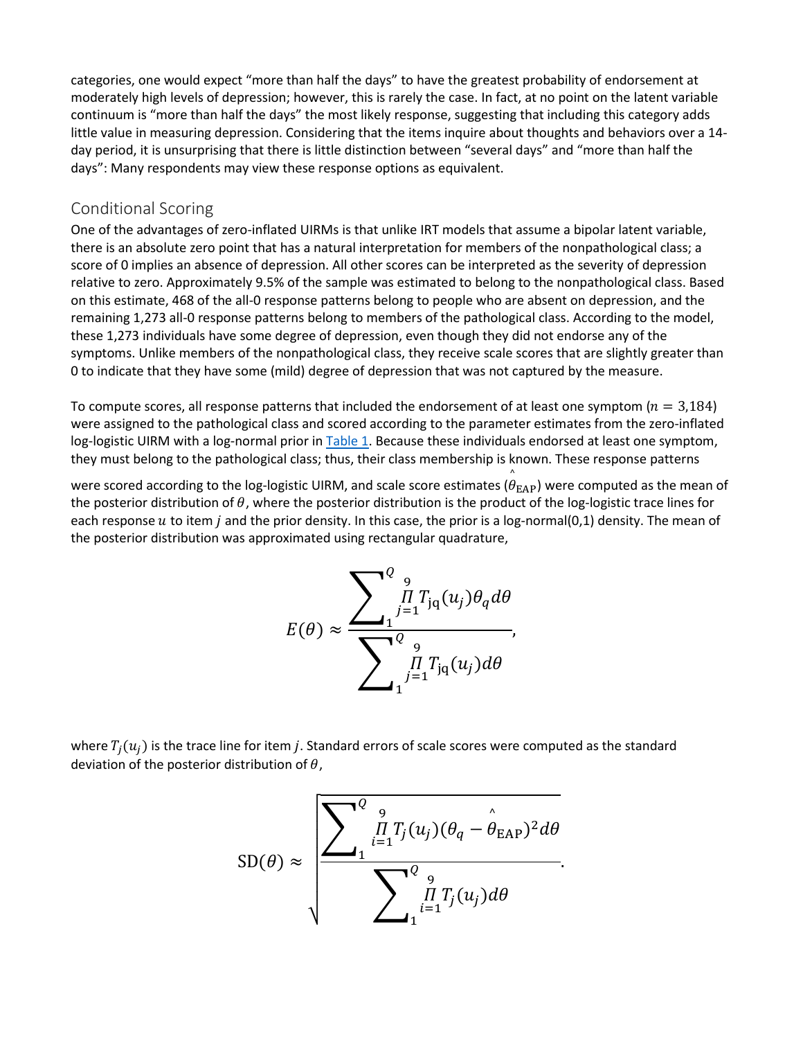categories, one would expect "more than half the days" to have the greatest probability of endorsement at moderately high levels of depression; however, this is rarely the case. In fact, at no point on the latent variable continuum is "more than half the days" the most likely response, suggesting that including this category adds little value in measuring depression. Considering that the items inquire about thoughts and behaviors over a 14-day period, it is unsurprising that there is little distinction between "several days" and "more than half the days": Many respondents may view these response options as equivalent.

## Conditional Scoring

One of the advantages of zero-inflated UIRMs is that unlike IRT models that assume a bipolar latent variable, there is an absolute zero point that has a natural interpretation for members of the nonpathological class; a score of 0 implies an absence of depression. All other scores can be interpreted as the severity of depression relative to zero. Approximately 9.5% of the sample was estimated to belong to the nonpathological class. Based on this estimate, 468 of the all-0 response patterns belong to people who are absent on depression, and the remaining 1,273 all-0 response patterns belong to members of the pathological class. According to the model, these 1,273 individuals have some degree of depression, even though they did not endorse any of the symptoms. Unlike members of the nonpathological class, they receive scale scores that are slightly greater than 0 to indicate that they have some (mild) degree of depression that was not captured by the measure.

To compute scores, all response patterns that included the endorsement of at least one symptom ($n = 3{,}184$) were assigned to the pathological class and scored according to the parameter estimates from the zero-inflated log-logistic UIRM with a log-normal prior in Table 1. Because these individuals endorsed at least one symptom, they must belong to the pathological class; thus, their class membership is known. These response patterns were scored according to the log-logistic UIRM, and scale score estimates ($\hat{\theta}_{\text{EAP}}$) were computed as the mean of the posterior distribution of $\theta$, where the posterior distribution is the product of the log-logistic trace lines for each response $u$ to item $j$ and the prior density. In this case, the prior is a log-normal(0,1) density. The mean of the posterior distribution was approximated using rectangular quadrature,

$$E(\theta) \approx \frac{\sum_{1}^{Q} \prod_{j=1}^{9} T_{\text{jq}}(u_j)\theta_q d\theta}{\sum_{1}^{Q} \prod_{j=1}^{9} T_{\text{jq}}(u_j) d\theta},$$

where $T_j(u_j)$ is the trace line for item $j$. Standard errors of scale scores were computed as the standard deviation of the posterior distribution of $\theta$,

$$\text{SD}(\theta) \approx \sqrt{\frac{\sum_{1}^{Q} \prod_{i=1}^{9} T_j(u_j)(\theta_q - \hat{\theta}_{\text{EAP}})^2 d\theta}{\sum_{1}^{Q} \prod_{i=1}^{9} T_j(u_j) d\theta}}.$$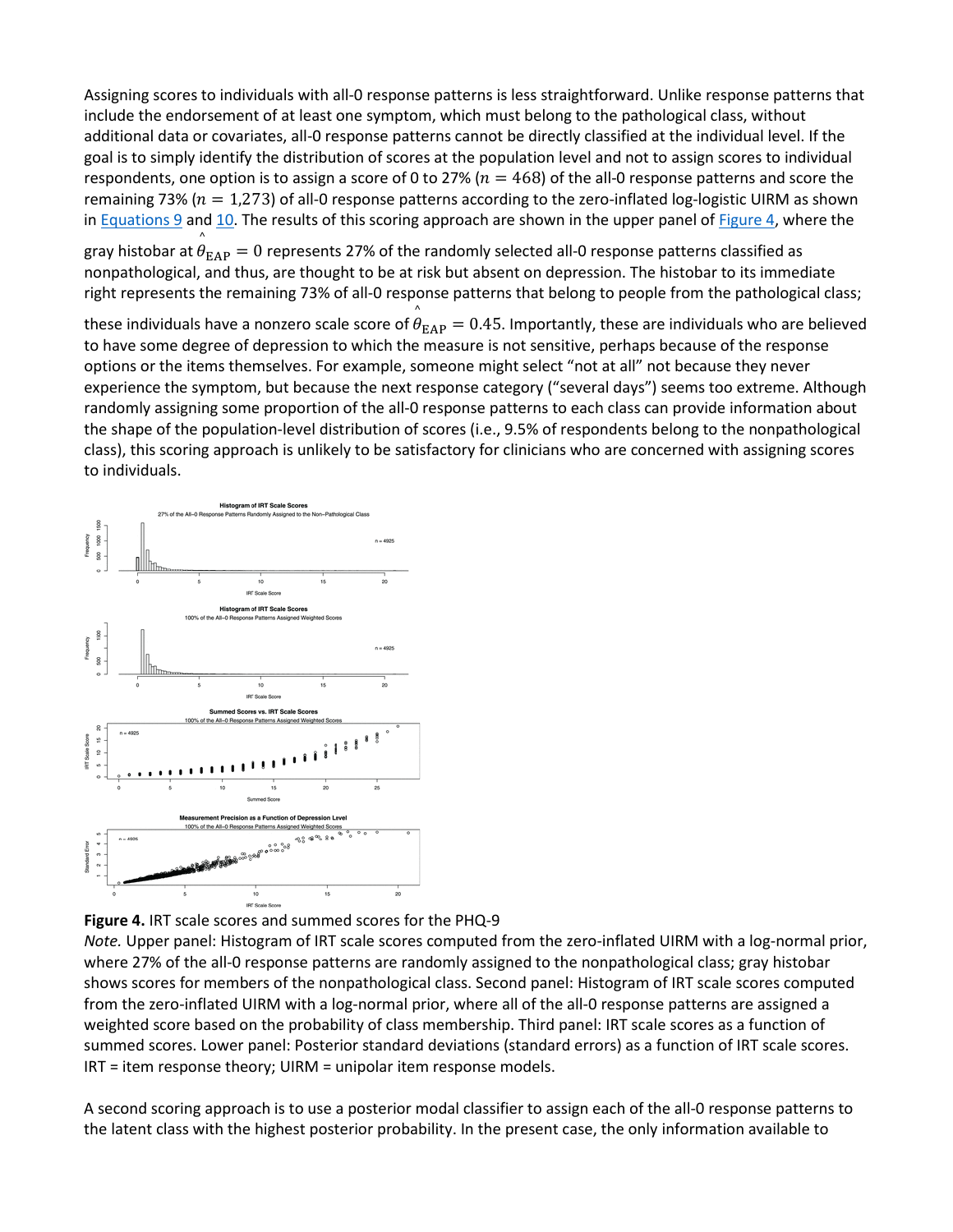Assigning scores to individuals with all-0 response patterns is less straightforward. Unlike response patterns that include the endorsement of at least one symptom, which must belong to the pathological class, without additional data or covariates, all-0 response patterns cannot be directly classified at the individual level. If the goal is to simply identify the distribution of scores at the population level and not to assign scores to individual respondents, one option is to assign a score of 0 to 27% ($n = 468$) of the all-0 response patterns and score the remaining 73% ($n = 1{,}273$) of all-0 response patterns according to the zero-inflated log-logistic UIRM as shown in Equations 9 and 10. The results of this scoring approach are shown in the upper panel of Figure 4, where the gray histobar at $\hat{\theta}_{\text{EAP}} = 0$ represents 27% of the randomly selected all-0 response patterns classified as nonpathological, and thus, are thought to be at risk but absent on depression. The histobar to its immediate right represents the remaining 73% of all-0 response patterns that belong to people from the pathological class; these individuals have a nonzero scale score of $\hat{\theta}_{\text{EAP}} = 0.45$. Importantly, these are individuals who are believed to have some degree of depression to which the measure is not sensitive, perhaps because of the response options or the items themselves. For example, someone might select "not at all" not because they never experience the symptom, but because the next response category ("several days") seems too extreme. Although randomly assigning some proportion of the all-0 response patterns to each class can provide information about the shape of the population-level distribution of scores (i.e., 9.5% of respondents belong to the nonpathological class), this scoring approach is unlikely to be satisfactory for clinicians who are concerned with assigning scores to individuals.

Histogram of IRT Scale Scores
27% of the All–0 Response Patterns Randomly Assigned to the Non–Pathological Class
Frequency
0 500 1000 1500
n = 4925
0 5 10 15 20
IRT Scale Score

Histogram of IRT Scale Scores
100% of the All–0 Response Patterns Assigned Weighted Scores
Frequency
0 500 1000
n = 4925
0 5 10 15 20
IRT Scale Score

Summed Scores vs. IRT Scale Scores
100% of the All–0 Response Patterns Assigned Weighted Scores
IRT Scale Score
0 5 10 15 20
n = 4925
0 5 10 15 20 25
Summed Score

Measurement Precision as a Function of Depression Level
100% of the All–0 Response Patterns Assigned Weighted Scores
Standard Error
1 2 3 4 5
n = 4925
0 5 10 15 20
IRT Scale Score

**Figure 4.** IRT scale scores and summed scores for the PHQ-9
*Note.* Upper panel: Histogram of IRT scale scores computed from the zero-inflated UIRM with a log-normal prior, where 27% of the all-0 response patterns are randomly assigned to the nonpathological class; gray histobar shows scores for members of the nonpathological class. Second panel: Histogram of IRT scale scores computed from the zero-inflated UIRM with a log-normal prior, where all of the all-0 response patterns are assigned a weighted score based on the probability of class membership. Third panel: IRT scale scores as a function of summed scores. Lower panel: Posterior standard deviations (standard errors) as a function of IRT scale scores. IRT = item response theory; UIRM = unipolar item response models.

A second scoring approach is to use a posterior modal classifier to assign each of the all-0 response patterns to the latent class with the highest posterior probability. In the present case, the only information available to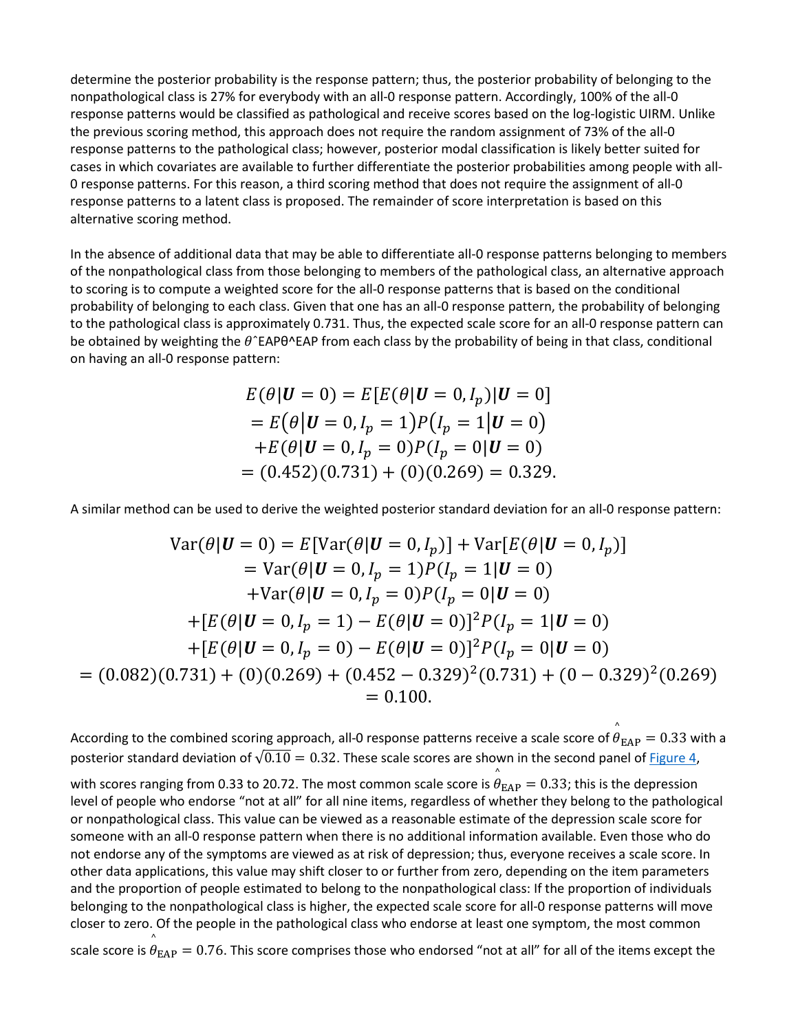determine the posterior probability is the response pattern; thus, the posterior probability of belonging to the nonpathological class is 27% for everybody with an all-0 response pattern. Accordingly, 100% of the all-0 response patterns would be classified as pathological and receive scores based on the log-logistic UIRM. Unlike the previous scoring method, this approach does not require the random assignment of 73% of the all-0 response patterns to the pathological class; however, posterior modal classification is likely better suited for cases in which covariates are available to further differentiate the posterior probabilities among people with all-0 response patterns. For this reason, a third scoring method that does not require the assignment of all-0 response patterns to a latent class is proposed. The remainder of score interpretation is based on this alternative scoring method.

In the absence of additional data that may be able to differentiate all-0 response patterns belonging to members of the nonpathological class from those belonging to members of the pathological class, an alternative approach to scoring is to compute a weighted score for the all-0 response patterns that is based on the conditional probability of belonging to each class. Given that one has an all-0 response pattern, the probability of belonging to the pathological class is approximately 0.731. Thus, the expected scale score for an all-0 response pattern can be obtained by weighting the $\hat{\theta}_{\text{EAP}}$ from each class by the probability of being in that class, conditional on having an all-0 response pattern:

$$
\begin{aligned}
E(\theta|\boldsymbol{U}=0) &= E[E(\theta|\boldsymbol{U}=0, I_p)|\boldsymbol{U}=0] \\
&= E(\theta|\boldsymbol{U}=0, I_p=1)P(I_p=1|\boldsymbol{U}=0) \\
&\quad + E(\theta|\boldsymbol{U}=0, I_p=0)P(I_p=0|\boldsymbol{U}=0) \\
&= (0.452)(0.731) + (0)(0.269) = 0.329.
\end{aligned}
$$

A similar method can be used to derive the weighted posterior standard deviation for an all-0 response pattern:

$$
\begin{aligned}
\text{Var}(\theta|\boldsymbol{U}=0) &= E[\text{Var}(\theta|\boldsymbol{U}=0, I_p)] + \text{Var}[E(\theta|\boldsymbol{U}=0, I_p)] \\
&= \text{Var}(\theta|\boldsymbol{U}=0, I_p=1)P(I_p=1|\boldsymbol{U}=0) \\
&\quad + \text{Var}(\theta|\boldsymbol{U}=0, I_p=0)P(I_p=0|\boldsymbol{U}=0) \\
&\quad + [E(\theta|\boldsymbol{U}=0, I_p=1) - E(\theta|\boldsymbol{U}=0)]^2 P(I_p=1|\boldsymbol{U}=0) \\
&\quad + [E(\theta|\boldsymbol{U}=0, I_p=0) - E(\theta|\boldsymbol{U}=0)]^2 P(I_p=0|\boldsymbol{U}=0) \\
&= (0.082)(0.731) + (0)(0.269) + (0.452-0.329)^2(0.731) + (0-0.329)^2(0.269) \\
&= 0.100.
\end{aligned}
$$

According to the combined scoring approach, all-0 response patterns receive a scale score of $\hat{\theta}_{\text{EAP}} = 0.33$ with a posterior standard deviation of $\sqrt{0.10} = 0.32$. These scale scores are shown in the second panel of Figure 4, with scores ranging from 0.33 to 20.72. The most common scale score is $\hat{\theta}_{\text{EAP}} = 0.33$; this is the depression level of people who endorse "not at all" for all nine items, regardless of whether they belong to the pathological or nonpathological class. This value can be viewed as a reasonable estimate of the depression scale score for someone with an all-0 response pattern when there is no additional information available. Even those who do not endorse any of the symptoms are viewed as at risk of depression; thus, everyone receives a scale score. In other data applications, this value may shift closer to or further from zero, depending on the item parameters and the proportion of people estimated to belong to the nonpathological class: If the proportion of individuals belonging to the nonpathological class is higher, the expected scale score for all-0 response patterns will move closer to zero. Of the people in the pathological class who endorse at least one symptom, the most common scale score is $\hat{\theta}_{\text{EAP}} = 0.76$. This score comprises those who endorsed "not at all" for all of the items except the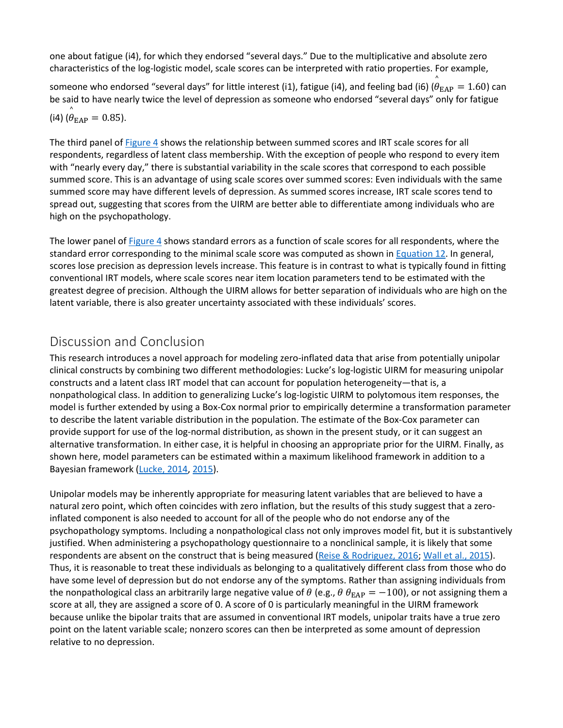one about fatigue (i4), for which they endorsed "several days." Due to the multiplicative and absolute zero characteristics of the log-logistic model, scale scores can be interpreted with ratio properties. For example, someone who endorsed "several days" for little interest (i1), fatigue (i4), and feeling bad (i6) ($\hat{\theta}_{\text{EAP}} = 1.60$) can be said to have nearly twice the level of depression as someone who endorsed "several days" only for fatigue (i4) ($\hat{\theta}_{\text{EAP}} = 0.85$).

The third panel of Figure 4 shows the relationship between summed scores and IRT scale scores for all respondents, regardless of latent class membership. With the exception of people who respond to every item with "nearly every day," there is substantial variability in the scale scores that correspond to each possible summed score. This is an advantage of using scale scores over summed scores: Even individuals with the same summed score may have different levels of depression. As summed scores increase, IRT scale scores tend to spread out, suggesting that scores from the UIRM are better able to differentiate among individuals who are high on the psychopathology.

The lower panel of Figure 4 shows standard errors as a function of scale scores for all respondents, where the standard error corresponding to the minimal scale score was computed as shown in Equation 12. In general, scores lose precision as depression levels increase. This feature is in contrast to what is typically found in fitting conventional IRT models, where scale scores near item location parameters tend to be estimated with the greatest degree of precision. Although the UIRM allows for better separation of individuals who are high on the latent variable, there is also greater uncertainty associated with these individuals' scores.

## Discussion and Conclusion

This research introduces a novel approach for modeling zero-inflated data that arise from potentially unipolar clinical constructs by combining two different methodologies: Lucke's log-logistic UIRM for measuring unipolar constructs and a latent class IRT model that can account for population heterogeneity—that is, a nonpathological class. In addition to generalizing Lucke's log-logistic UIRM to polytomous item responses, the model is further extended by using a Box-Cox normal prior to empirically determine a transformation parameter to describe the latent variable distribution in the population. The estimate of the Box-Cox parameter can provide support for use of the log-normal distribution, as shown in the present study, or it can suggest an alternative transformation. In either case, it is helpful in choosing an appropriate prior for the UIRM. Finally, as shown here, model parameters can be estimated within a maximum likelihood framework in addition to a Bayesian framework (Lucke, 2014, 2015).

Unipolar models may be inherently appropriate for measuring latent variables that are believed to have a natural zero point, which often coincides with zero inflation, but the results of this study suggest that a zero-inflated component is also needed to account for all of the people who do not endorse any of the psychopathology symptoms. Including a nonpathological class not only improves model fit, but it is substantively justified. When administering a psychopathology questionnaire to a nonclinical sample, it is likely that some respondents are absent on the construct that is being measured (Reise & Rodriguez, 2016; Wall et al., 2015). Thus, it is reasonable to treat these individuals as belonging to a qualitatively different class from those who do have some level of depression but do not endorse any of the symptoms. Rather than assigning individuals from the nonpathological class an arbitrarily large negative value of $\theta$ (e.g., $\theta$ $\theta_{\text{EAP}} = -100$), or not assigning them a score at all, they are assigned a score of 0. A score of 0 is particularly meaningful in the UIRM framework because unlike the bipolar traits that are assumed in conventional IRT models, unipolar traits have a true zero point on the latent variable scale; nonzero scores can then be interpreted as some amount of depression relative to no depression.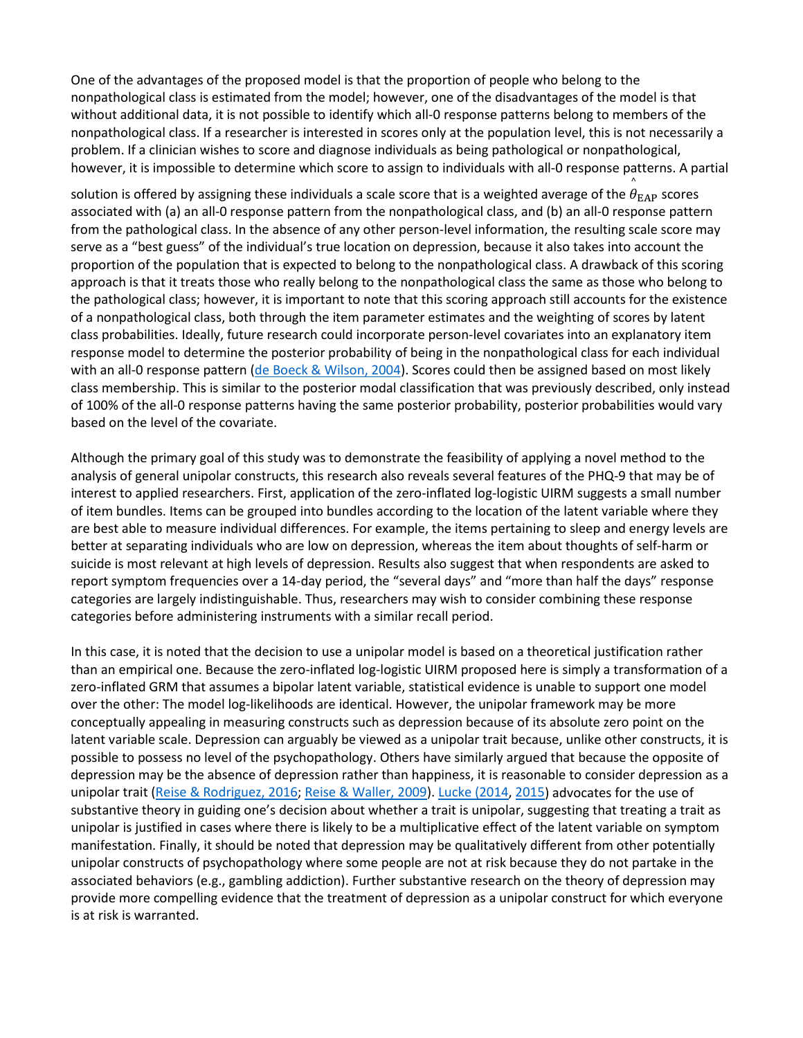One of the advantages of the proposed model is that the proportion of people who belong to the nonpathological class is estimated from the model; however, one of the disadvantages of the model is that without additional data, it is not possible to identify which all-0 response patterns belong to members of the nonpathological class. If a researcher is interested in scores only at the population level, this is not necessarily a problem. If a clinician wishes to score and diagnose individuals as being pathological or nonpathological, however, it is impossible to determine which score to assign to individuals with all-0 response patterns. A partial solution is offered by assigning these individuals a scale score that is a weighted average of the $\hat{\theta}_{\text{EAP}}$ scores associated with (a) an all-0 response pattern from the nonpathological class, and (b) an all-0 response pattern from the pathological class. In the absence of any other person-level information, the resulting scale score may serve as a "best guess" of the individual's true location on depression, because it also takes into account the proportion of the population that is expected to belong to the nonpathological class. A drawback of this scoring approach is that it treats those who really belong to the nonpathological class the same as those who belong to the pathological class; however, it is important to note that this scoring approach still accounts for the existence of a nonpathological class, both through the item parameter estimates and the weighting of scores by latent class probabilities. Ideally, future research could incorporate person-level covariates into an explanatory item response model to determine the posterior probability of being in the nonpathological class for each individual with an all-0 response pattern (de Boeck & Wilson, 2004). Scores could then be assigned based on most likely class membership. This is similar to the posterior modal classification that was previously described, only instead of 100% of the all-0 response patterns having the same posterior probability, posterior probabilities would vary based on the level of the covariate.

Although the primary goal of this study was to demonstrate the feasibility of applying a novel method to the analysis of general unipolar constructs, this research also reveals several features of the PHQ-9 that may be of interest to applied researchers. First, application of the zero-inflated log-logistic UIRM suggests a small number of item bundles. Items can be grouped into bundles according to the location of the latent variable where they are best able to measure individual differences. For example, the items pertaining to sleep and energy levels are better at separating individuals who are low on depression, whereas the item about thoughts of self-harm or suicide is most relevant at high levels of depression. Results also suggest that when respondents are asked to report symptom frequencies over a 14-day period, the "several days" and "more than half the days" response categories are largely indistinguishable. Thus, researchers may wish to consider combining these response categories before administering instruments with a similar recall period.

In this case, it is noted that the decision to use a unipolar model is based on a theoretical justification rather than an empirical one. Because the zero-inflated log-logistic UIRM proposed here is simply a transformation of a zero-inflated GRM that assumes a bipolar latent variable, statistical evidence is unable to support one model over the other: The model log-likelihoods are identical. However, the unipolar framework may be more conceptually appealing in measuring constructs such as depression because of its absolute zero point on the latent variable scale. Depression can arguably be viewed as a unipolar trait because, unlike other constructs, it is possible to possess no level of the psychopathology. Others have similarly argued that because the opposite of depression may be the absence of depression rather than happiness, it is reasonable to consider depression as a unipolar trait (Reise & Rodriguez, 2016; Reise & Waller, 2009). Lucke (2014, 2015) advocates for the use of substantive theory in guiding one's decision about whether a trait is unipolar, suggesting that treating a trait as unipolar is justified in cases where there is likely to be a multiplicative effect of the latent variable on symptom manifestation. Finally, it should be noted that depression may be qualitatively different from other potentially unipolar constructs of psychopathology where some people are not at risk because they do not partake in the associated behaviors (e.g., gambling addiction). Further substantive research on the theory of depression may provide more compelling evidence that the treatment of depression as a unipolar construct for which everyone is at risk is warranted.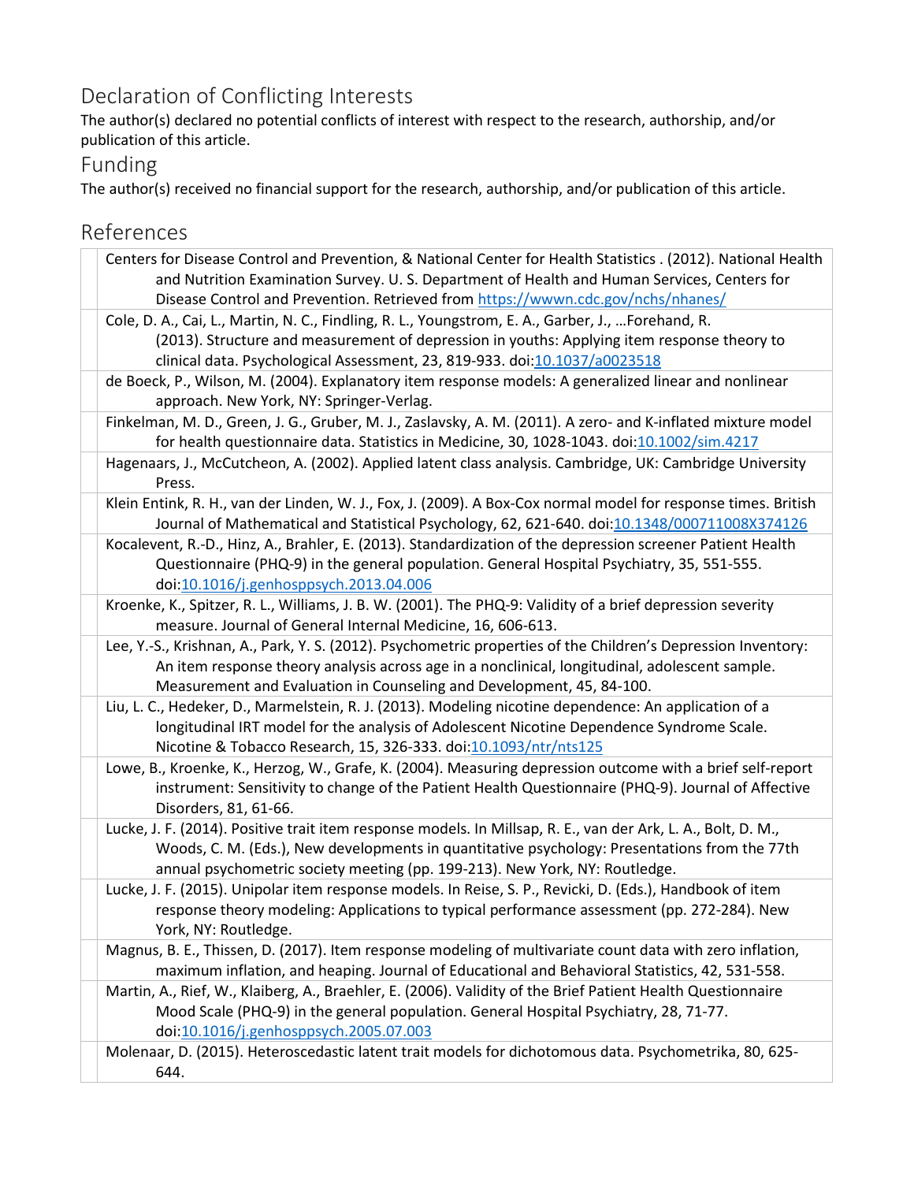## Declaration of Conflicting Interests

The author(s) declared no potential conflicts of interest with respect to the research, authorship, and/or publication of this article.

## Funding

The author(s) received no financial support for the research, authorship, and/or publication of this article.

## References

Centers for Disease Control and Prevention, & National Center for Health Statistics . (2012). National Health and Nutrition Examination Survey. U. S. Department of Health and Human Services, Centers for Disease Control and Prevention. Retrieved from https://wwwn.cdc.gov/nchs/nhanes/

Cole, D. A., Cai, L., Martin, N. C., Findling, R. L., Youngstrom, E. A., Garber, J., …Forehand, R. (2013). Structure and measurement of depression in youths: Applying item response theory to clinical data. Psychological Assessment, 23, 819-933. doi:10.1037/a0023518

de Boeck, P., Wilson, M. (2004). Explanatory item response models: A generalized linear and nonlinear approach. New York, NY: Springer-Verlag.

Finkelman, M. D., Green, J. G., Gruber, M. J., Zaslavsky, A. M. (2011). A zero- and K-inflated mixture model for health questionnaire data. Statistics in Medicine, 30, 1028-1043. doi:10.1002/sim.4217

Hagenaars, J., McCutcheon, A. (2002). Applied latent class analysis. Cambridge, UK: Cambridge University Press.

Klein Entink, R. H., van der Linden, W. J., Fox, J. (2009). A Box-Cox normal model for response times. British Journal of Mathematical and Statistical Psychology, 62, 621-640. doi:10.1348/000711008X374126

Kocalevent, R.-D., Hinz, A., Brahler, E. (2013). Standardization of the depression screener Patient Health Questionnaire (PHQ-9) in the general population. General Hospital Psychiatry, 35, 551-555. doi:10.1016/j.genhosppsych.2013.04.006

Kroenke, K., Spitzer, R. L., Williams, J. B. W. (2001). The PHQ-9: Validity of a brief depression severity measure. Journal of General Internal Medicine, 16, 606-613.

Lee, Y.-S., Krishnan, A., Park, Y. S. (2012). Psychometric properties of the Children's Depression Inventory: An item response theory analysis across age in a nonclinical, longitudinal, adolescent sample. Measurement and Evaluation in Counseling and Development, 45, 84-100.

Liu, L. C., Hedeker, D., Marmelstein, R. J. (2013). Modeling nicotine dependence: An application of a longitudinal IRT model for the analysis of Adolescent Nicotine Dependence Syndrome Scale. Nicotine & Tobacco Research, 15, 326-333. doi:10.1093/ntr/nts125

Lowe, B., Kroenke, K., Herzog, W., Grafe, K. (2004). Measuring depression outcome with a brief self-report instrument: Sensitivity to change of the Patient Health Questionnaire (PHQ-9). Journal of Affective Disorders, 81, 61-66.

Lucke, J. F. (2014). Positive trait item response models. In Millsap, R. E., van der Ark, L. A., Bolt, D. M., Woods, C. M. (Eds.), New developments in quantitative psychology: Presentations from the 77th annual psychometric society meeting (pp. 199-213). New York, NY: Routledge.

Lucke, J. F. (2015). Unipolar item response models. In Reise, S. P., Revicki, D. (Eds.), Handbook of item response theory modeling: Applications to typical performance assessment (pp. 272-284). New York, NY: Routledge.

Magnus, B. E., Thissen, D. (2017). Item response modeling of multivariate count data with zero inflation, maximum inflation, and heaping. Journal of Educational and Behavioral Statistics, 42, 531-558.

Martin, A., Rief, W., Klaiberg, A., Braehler, E. (2006). Validity of the Brief Patient Health Questionnaire Mood Scale (PHQ-9) in the general population. General Hospital Psychiatry, 28, 71-77. doi:10.1016/j.genhosppsych.2005.07.003

Molenaar, D. (2015). Heteroscedastic latent trait models for dichotomous data. Psychometrika, 80, 625-644.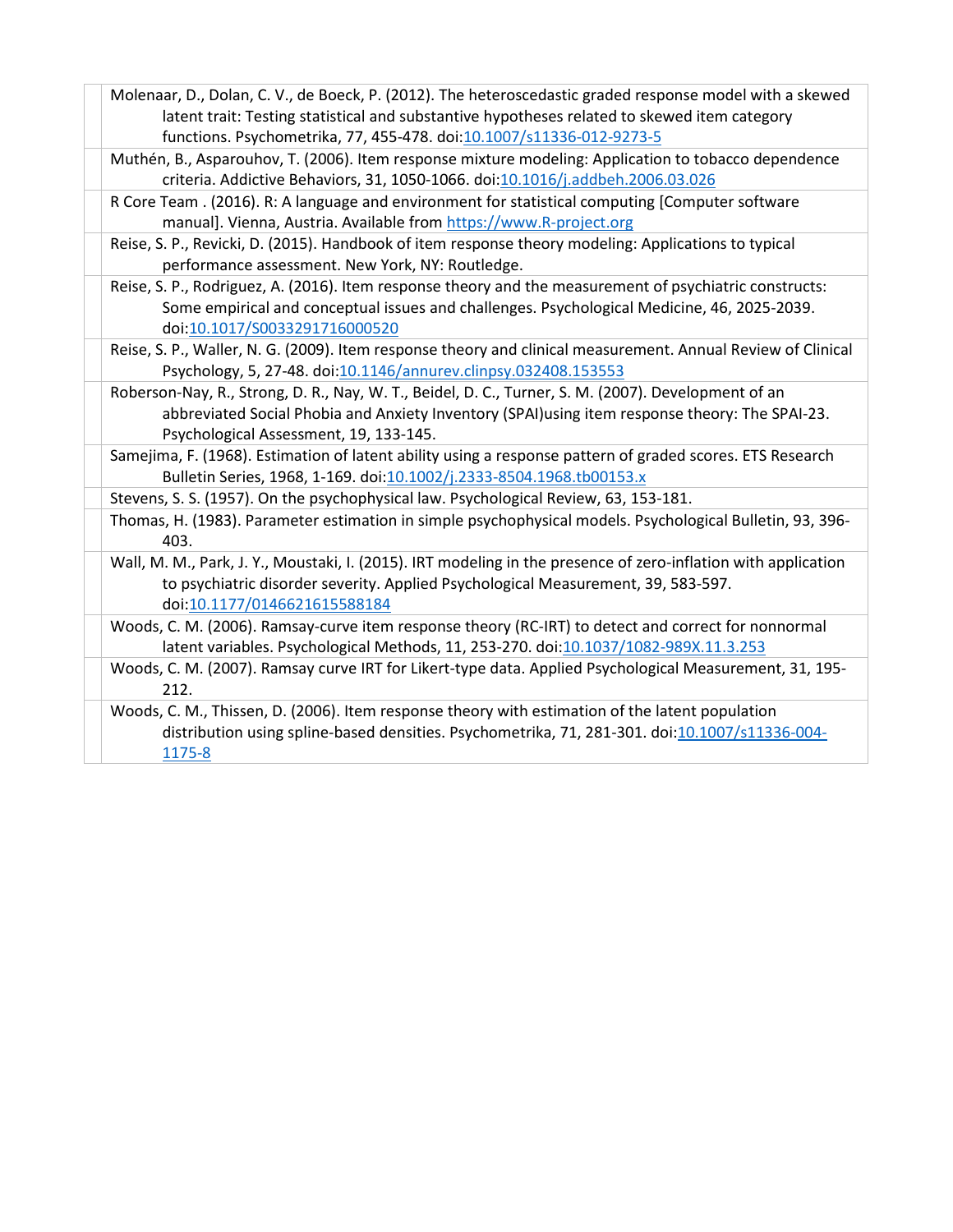Molenaar, D., Dolan, C. V., de Boeck, P. (2012). The heteroscedastic graded response model with a skewed latent trait: Testing statistical and substantive hypotheses related to skewed item category functions. Psychometrika, 77, 455-478. doi:10.1007/s11336-012-9273-5

Muthén, B., Asparouhov, T. (2006). Item response mixture modeling: Application to tobacco dependence criteria. Addictive Behaviors, 31, 1050-1066. doi:10.1016/j.addbeh.2006.03.026

R Core Team . (2016). R: A language and environment for statistical computing [Computer software manual]. Vienna, Austria. Available from https://www.R-project.org

Reise, S. P., Revicki, D. (2015). Handbook of item response theory modeling: Applications to typical performance assessment. New York, NY: Routledge.

Reise, S. P., Rodriguez, A. (2016). Item response theory and the measurement of psychiatric constructs: Some empirical and conceptual issues and challenges. Psychological Medicine, 46, 2025-2039. doi:10.1017/S0033291716000520

Reise, S. P., Waller, N. G. (2009). Item response theory and clinical measurement. Annual Review of Clinical Psychology, 5, 27-48. doi:10.1146/annurev.clinpsy.032408.153553

Roberson-Nay, R., Strong, D. R., Nay, W. T., Beidel, D. C., Turner, S. M. (2007). Development of an abbreviated Social Phobia and Anxiety Inventory (SPAI)using item response theory: The SPAI-23. Psychological Assessment, 19, 133-145.

Samejima, F. (1968). Estimation of latent ability using a response pattern of graded scores. ETS Research Bulletin Series, 1968, 1-169. doi:10.1002/j.2333-8504.1968.tb00153.x

Stevens, S. S. (1957). On the psychophysical law. Psychological Review, 63, 153-181.

Thomas, H. (1983). Parameter estimation in simple psychophysical models. Psychological Bulletin, 93, 396-403.

Wall, M. M., Park, J. Y., Moustaki, I. (2015). IRT modeling in the presence of zero-inflation with application to psychiatric disorder severity. Applied Psychological Measurement, 39, 583-597. doi:10.1177/0146621615588184

Woods, C. M. (2006). Ramsay-curve item response theory (RC-IRT) to detect and correct for nonnormal latent variables. Psychological Methods, 11, 253-270. doi:10.1037/1082-989X.11.3.253

Woods, C. M. (2007). Ramsay curve IRT for Likert-type data. Applied Psychological Measurement, 31, 195-212.

Woods, C. M., Thissen, D. (2006). Item response theory with estimation of the latent population distribution using spline-based densities. Psychometrika, 71, 281-301. doi:10.1007/s11336-004-1175-8